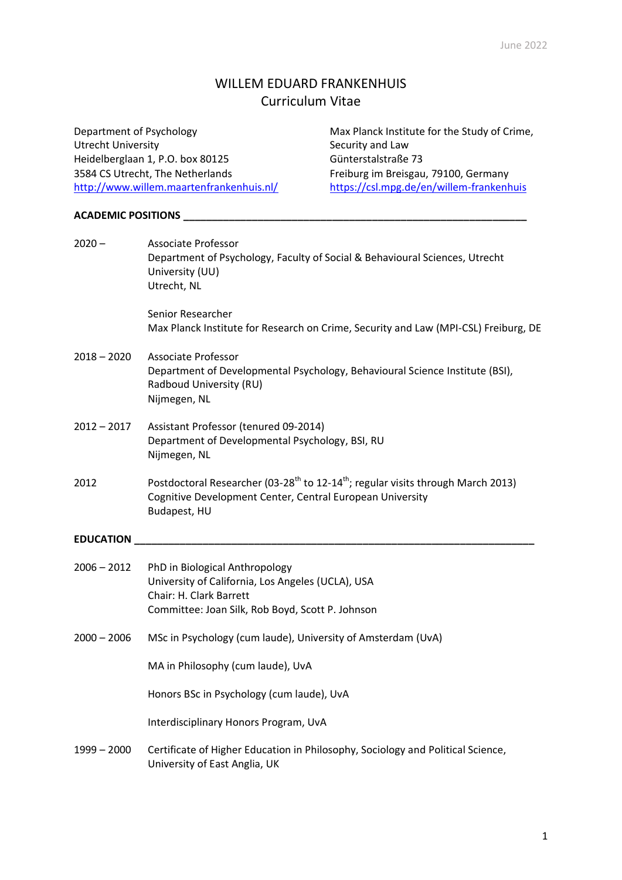June 2022

# WILLEM EDUARD FRANKENHUIS
Curriculum Vitae

Department of Psychology
Utrecht University
Heidelberglaan 1, P.O. box 80125
3584 CS Utrecht, The Netherlands
http://www.willem.maartenfrankenhuis.nl/

Max Planck Institute for the Study of Crime, Security and Law
Günterstalstraße 73
Freiburg im Breisgau, 79100, Germany
https://csl.mpg.de/en/willem-frankenhuis

## ACADEMIC POSITIONS

**2020 –**
Associate Professor
Department of Psychology, Faculty of Social & Behavioural Sciences, Utrecht University (UU)
Utrecht, NL

Senior Researcher
Max Planck Institute for Research on Crime, Security and Law (MPI-CSL) Freiburg, DE

**2018 – 2020**
Associate Professor
Department of Developmental Psychology, Behavioural Science Institute (BSI), Radboud University (RU)
Nijmegen, NL

**2012 – 2017**
Assistant Professor (tenured 09-2014)
Department of Developmental Psychology, BSI, RU
Nijmegen, NL

**2012**
Postdoctoral Researcher (03-28th to 12-14th; regular visits through March 2013)
Cognitive Development Center, Central European University
Budapest, HU

## EDUCATION

**2006 – 2012**
PhD in Biological Anthropology
University of California, Los Angeles (UCLA), USA
Chair: H. Clark Barrett
Committee: Joan Silk, Rob Boyd, Scott P. Johnson

**2000 – 2006**
MSc in Psychology (cum laude), University of Amsterdam (UvA)

MA in Philosophy (cum laude), UvA

Honors BSc in Psychology (cum laude), UvA

Interdisciplinary Honors Program, UvA

**1999 – 2000**
Certificate of Higher Education in Philosophy, Sociology and Political Science, University of East Anglia, UK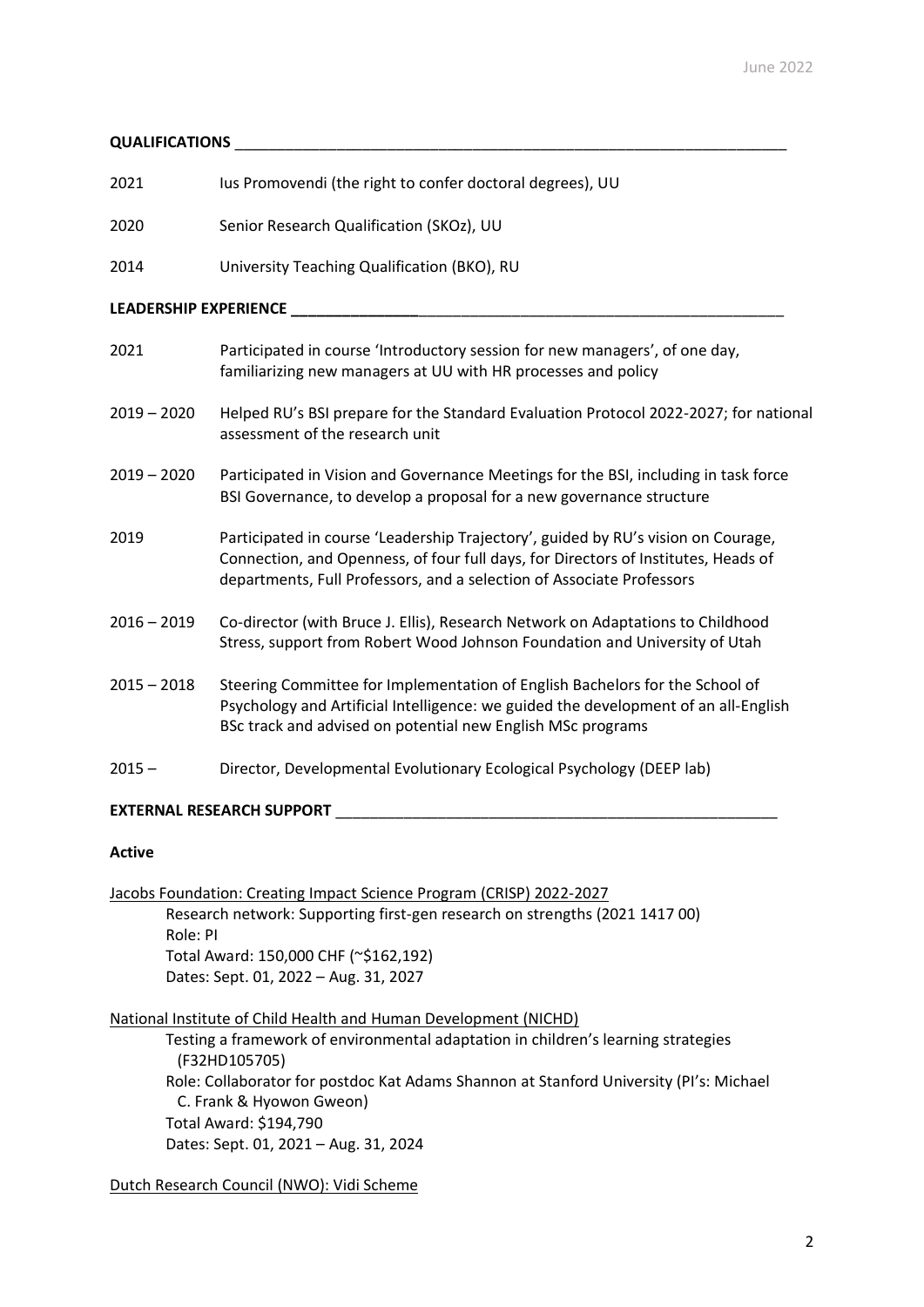## QUALIFICATIONS

2021 Ius Promovendi (the right to confer doctoral degrees), UU

2020 Senior Research Qualification (SKOz), UU

2014 University Teaching Qualification (BKO), RU

## LEADERSHIP EXPERIENCE

2021 Participated in course 'Introductory session for new managers', of one day, familiarizing new managers at UU with HR processes and policy

2019 – 2020 Helped RU's BSI prepare for the Standard Evaluation Protocol 2022-2027; for national assessment of the research unit

2019 – 2020 Participated in Vision and Governance Meetings for the BSI, including in task force BSI Governance, to develop a proposal for a new governance structure

2019 Participated in course 'Leadership Trajectory', guided by RU's vision on Courage, Connection, and Openness, of four full days, for Directors of Institutes, Heads of departments, Full Professors, and a selection of Associate Professors

2016 – 2019 Co-director (with Bruce J. Ellis), Research Network on Adaptations to Childhood Stress, support from Robert Wood Johnson Foundation and University of Utah

2015 – 2018 Steering Committee for Implementation of English Bachelors for the School of Psychology and Artificial Intelligence: we guided the development of an all-English BSc track and advised on potential new English MSc programs

2015 – Director, Developmental Evolutionary Ecological Psychology (DEEP lab)

## EXTERNAL RESEARCH SUPPORT

### Active

Jacobs Foundation: Creating Impact Science Program (CRISP) 2022-2027
- Research network: Supporting first-gen research on strengths (2021 1417 00)
- Role: PI
- Total Award: 150,000 CHF (~$162,192)
- Dates: Sept. 01, 2022 – Aug. 31, 2027

National Institute of Child Health and Human Development (NICHD)
- Testing a framework of environmental adaptation in children's learning strategies (F32HD105705)
- Role: Collaborator for postdoc Kat Adams Shannon at Stanford University (PI's: Michael C. Frank & Hyowon Gweon)
- Total Award: $194,790
- Dates: Sept. 01, 2021 – Aug. 31, 2024

Dutch Research Council (NWO): Vidi Scheme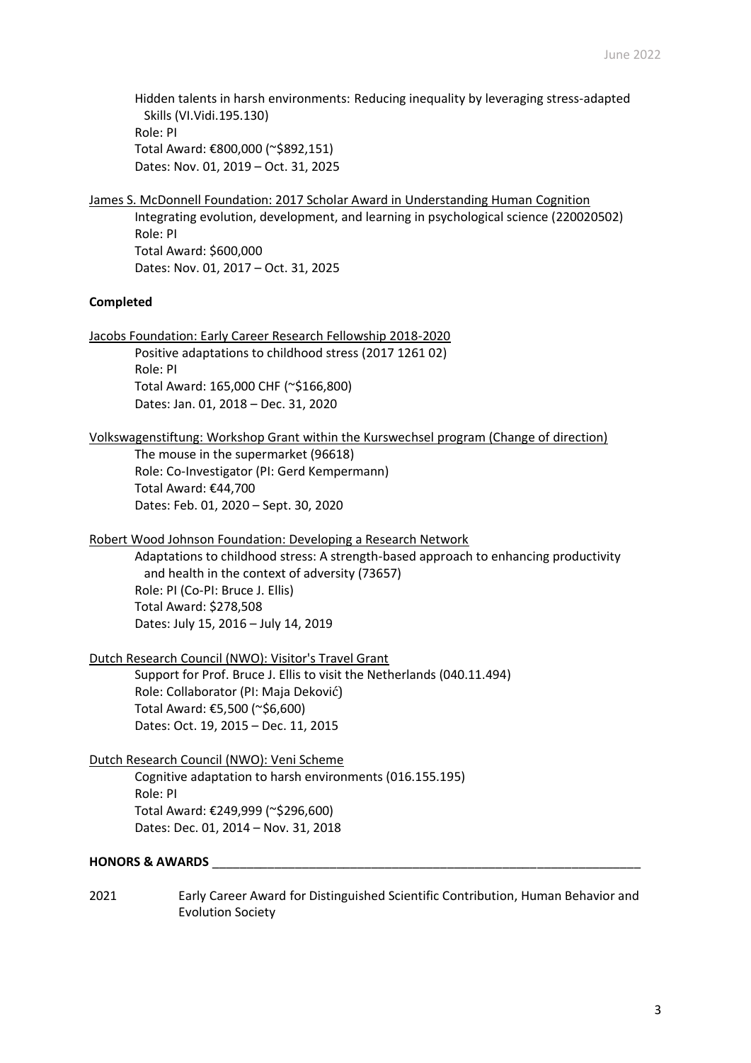Hidden talents in harsh environments: Reducing inequality by leveraging stress-adapted Skills (VI.Vidi.195.130)
Role: PI
Total Award: €800,000 (~$892,151)
Dates: Nov. 01, 2019 – Oct. 31, 2025

James S. McDonnell Foundation: 2017 Scholar Award in Understanding Human Cognition
Integrating evolution, development, and learning in psychological science (220020502)
Role: PI
Total Award: $600,000
Dates: Nov. 01, 2017 – Oct. 31, 2025

**Completed**

Jacobs Foundation: Early Career Research Fellowship 2018-2020
Positive adaptations to childhood stress (2017 1261 02)
Role: PI
Total Award: 165,000 CHF (~$166,800)
Dates: Jan. 01, 2018 – Dec. 31, 2020

Volkswagenstiftung: Workshop Grant within the Kurswechsel program (Change of direction)
The mouse in the supermarket (96618)
Role: Co-Investigator (PI: Gerd Kempermann)
Total Award: €44,700
Dates: Feb. 01, 2020 – Sept. 30, 2020

Robert Wood Johnson Foundation: Developing a Research Network
Adaptations to childhood stress: A strength-based approach to enhancing productivity and health in the context of adversity (73657)
Role: PI (Co-PI: Bruce J. Ellis)
Total Award: $278,508
Dates: July 15, 2016 – July 14, 2019

Dutch Research Council (NWO): Visitor's Travel Grant
Support for Prof. Bruce J. Ellis to visit the Netherlands (040.11.494)
Role: Collaborator (PI: Maja Deković)
Total Award: €5,500 (~$6,600)
Dates: Oct. 19, 2015 – Dec. 11, 2015

Dutch Research Council (NWO): Veni Scheme
Cognitive adaptation to harsh environments (016.155.195)
Role: PI
Total Award: €249,999 (~$296,600)
Dates: Dec. 01, 2014 – Nov. 31, 2018

## HONORS & AWARDS

2021 Early Career Award for Distinguished Scientific Contribution, Human Behavior and Evolution Society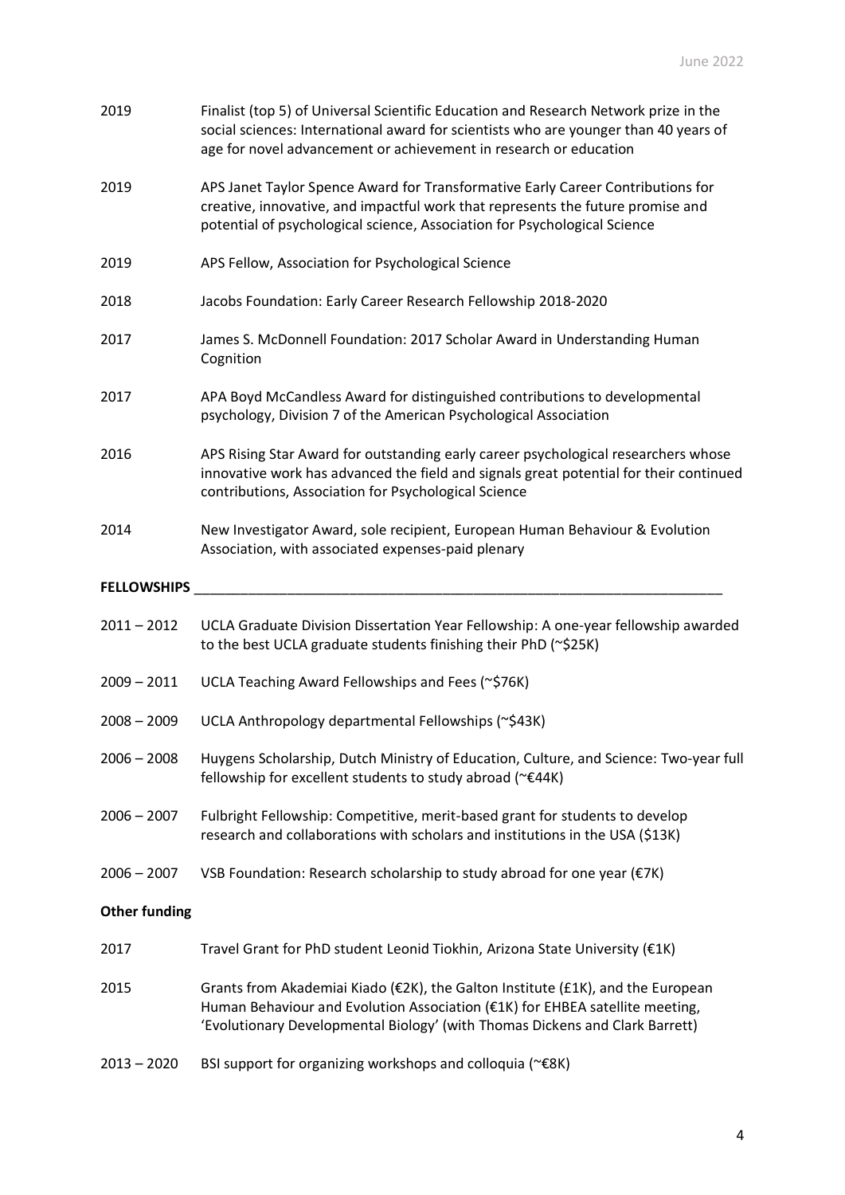2019 Finalist (top 5) of Universal Scientific Education and Research Network prize in the social sciences: International award for scientists who are younger than 40 years of age for novel advancement or achievement in research or education

2019 APS Janet Taylor Spence Award for Transformative Early Career Contributions for creative, innovative, and impactful work that represents the future promise and potential of psychological science, Association for Psychological Science

2019 APS Fellow, Association for Psychological Science

2018 Jacobs Foundation: Early Career Research Fellowship 2018-2020

2017 James S. McDonnell Foundation: 2017 Scholar Award in Understanding Human Cognition

2017 APA Boyd McCandless Award for distinguished contributions to developmental psychology, Division 7 of the American Psychological Association

2016 APS Rising Star Award for outstanding early career psychological researchers whose innovative work has advanced the field and signals great potential for their continued contributions, Association for Psychological Science

2014 New Investigator Award, sole recipient, European Human Behaviour & Evolution Association, with associated expenses-paid plenary

## FELLOWSHIPS

2011 – 2012 UCLA Graduate Division Dissertation Year Fellowship: A one-year fellowship awarded to the best UCLA graduate students finishing their PhD (~$25K)

2009 – 2011 UCLA Teaching Award Fellowships and Fees (~$76K)

2008 – 2009 UCLA Anthropology departmental Fellowships (~$43K)

2006 – 2008 Huygens Scholarship, Dutch Ministry of Education, Culture, and Science: Two-year full fellowship for excellent students to study abroad (~€44K)

2006 – 2007 Fulbright Fellowship: Competitive, merit-based grant for students to develop research and collaborations with scholars and institutions in the USA ($13K)

2006 – 2007 VSB Foundation: Research scholarship to study abroad for one year (€7K)

**Other funding**

2017 Travel Grant for PhD student Leonid Tiokhin, Arizona State University (€1K)

2015 Grants from Akademiai Kiado (€2K), the Galton Institute (£1K), and the European Human Behaviour and Evolution Association (€1K) for EHBEA satellite meeting, 'Evolutionary Developmental Biology' (with Thomas Dickens and Clark Barrett)

2013 – 2020 BSI support for organizing workshops and colloquia (~€8K)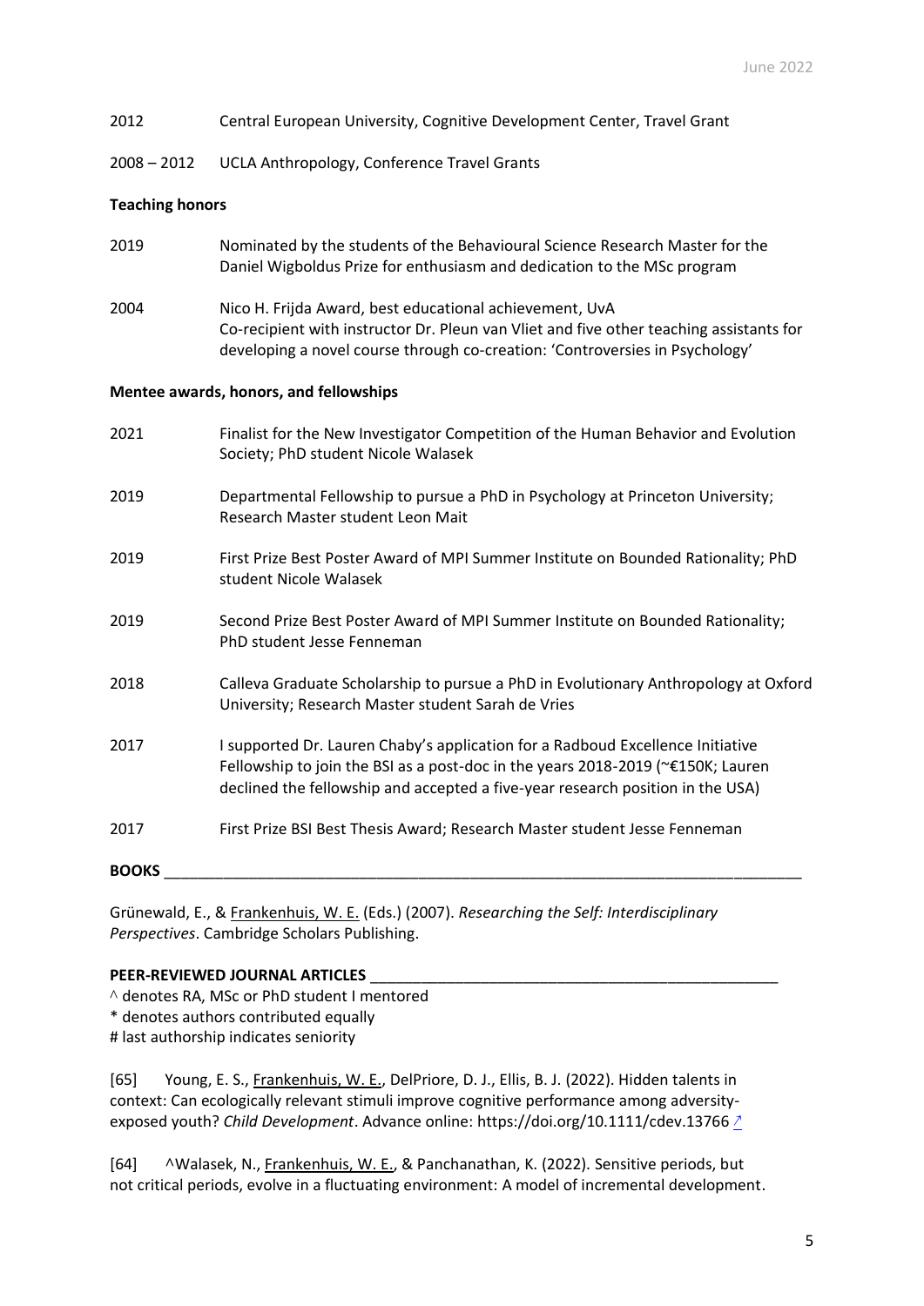2012 Central European University, Cognitive Development Center, Travel Grant

2008 – 2012 UCLA Anthropology, Conference Travel Grants

**Teaching honors**

2019 Nominated by the students of the Behavioural Science Research Master for the Daniel Wigboldus Prize for enthusiasm and dedication to the MSc program

2004 Nico H. Frijda Award, best educational achievement, UvA
Co-recipient with instructor Dr. Pleun van Vliet and five other teaching assistants for developing a novel course through co-creation: 'Controversies in Psychology'

**Mentee awards, honors, and fellowships**

2021 Finalist for the New Investigator Competition of the Human Behavior and Evolution Society; PhD student Nicole Walasek

2019 Departmental Fellowship to pursue a PhD in Psychology at Princeton University; Research Master student Leon Mait

2019 First Prize Best Poster Award of MPI Summer Institute on Bounded Rationality; PhD student Nicole Walasek

2019 Second Prize Best Poster Award of MPI Summer Institute on Bounded Rationality; PhD student Jesse Fenneman

2018 Calleva Graduate Scholarship to pursue a PhD in Evolutionary Anthropology at Oxford University; Research Master student Sarah de Vries

2017 I supported Dr. Lauren Chaby's application for a Radboud Excellence Initiative Fellowship to join the BSI as a post-doc in the years 2018-2019 (~€150K; Lauren declined the fellowship and accepted a five-year research position in the USA)

2017 First Prize BSI Best Thesis Award; Research Master student Jesse Fenneman

## BOOKS

Grünewald, E., & Frankenhuis, W. E. (Eds.) (2007). *Researching the Self: Interdisciplinary Perspectives*. Cambridge Scholars Publishing.

## PEER-REVIEWED JOURNAL ARTICLES

^ denotes RA, MSc or PhD student I mentored
* denotes authors contributed equally
# last authorship indicates seniority

[65] Young, E. S., Frankenhuis, W. E., DelPriore, D. J., Ellis, B. J. (2022). Hidden talents in context: Can ecologically relevant stimuli improve cognitive performance among adversity-exposed youth? *Child Development*. Advance online: https://doi.org/10.1111/cdev.13766 ↗

[64] ^Walasek, N., Frankenhuis, W. E., & Panchanathan, K. (2022). Sensitive periods, but not critical periods, evolve in a fluctuating environment: A model of incremental development.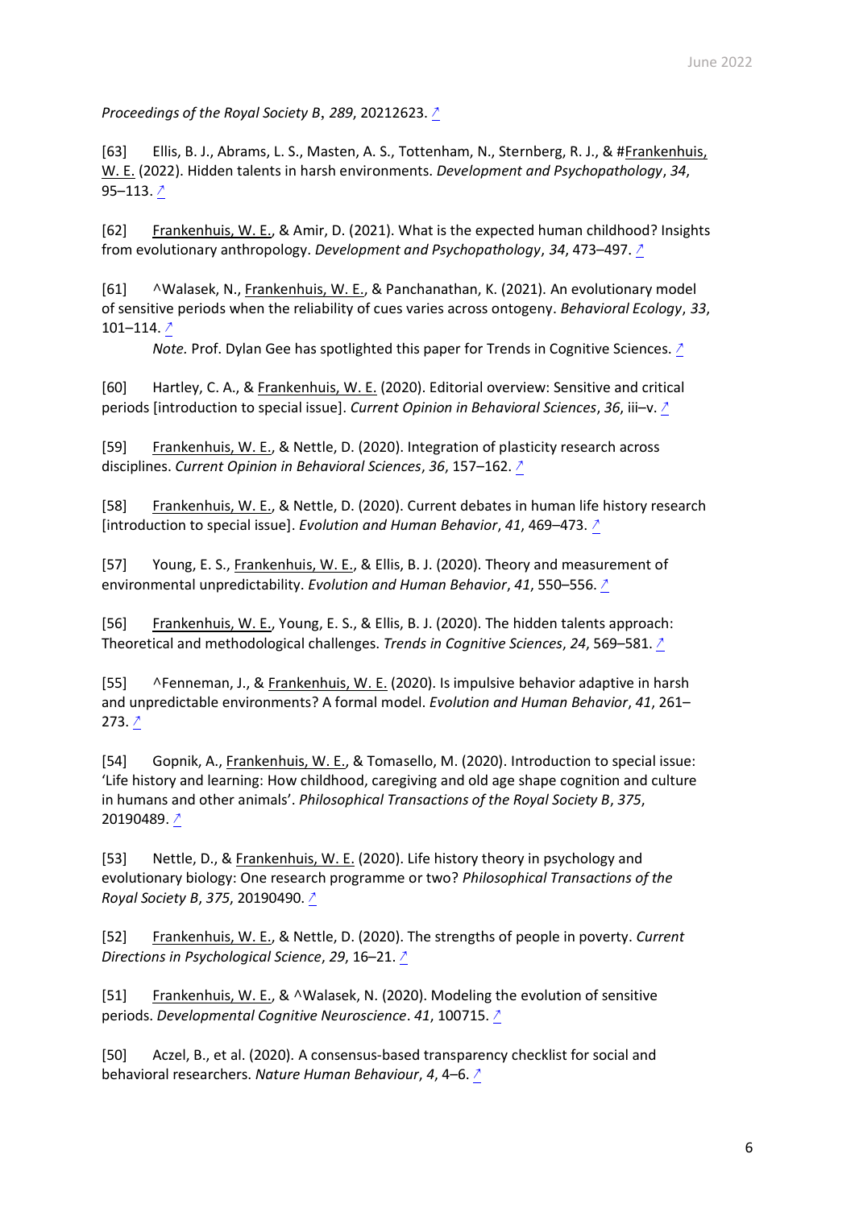*Proceedings of the Royal Society B*, *289*, 20212623. ↗

[63] Ellis, B. J., Abrams, L. S., Masten, A. S., Tottenham, N., Sternberg, R. J., & #Frankenhuis, W. E. (2022). Hidden talents in harsh environments. *Development and Psychopathology*, *34*, 95–113. ↗

[62] Frankenhuis, W. E., & Amir, D. (2021). What is the expected human childhood? Insights from evolutionary anthropology. *Development and Psychopathology*, *34*, 473–497. ↗

[61] ^Walasek, N., Frankenhuis, W. E., & Panchanathan, K. (2021). An evolutionary model of sensitive periods when the reliability of cues varies across ontogeny. *Behavioral Ecology*, *33*, 101–114. ↗

*Note.* Prof. Dylan Gee has spotlighted this paper for Trends in Cognitive Sciences. ↗

[60] Hartley, C. A., & Frankenhuis, W. E. (2020). Editorial overview: Sensitive and critical periods [introduction to special issue]. *Current Opinion in Behavioral Sciences*, *36*, iii–v. ↗

[59] Frankenhuis, W. E., & Nettle, D. (2020). Integration of plasticity research across disciplines. *Current Opinion in Behavioral Sciences*, *36*, 157–162. ↗

[58] Frankenhuis, W. E., & Nettle, D. (2020). Current debates in human life history research [introduction to special issue]. *Evolution and Human Behavior*, *41*, 469–473. ↗

[57] Young, E. S., Frankenhuis, W. E., & Ellis, B. J. (2020). Theory and measurement of environmental unpredictability. *Evolution and Human Behavior*, *41*, 550–556. ↗

[56] Frankenhuis, W. E., Young, E. S., & Ellis, B. J. (2020). The hidden talents approach: Theoretical and methodological challenges. *Trends in Cognitive Sciences*, *24*, 569–581. ↗

[55] ^Fenneman, J., & Frankenhuis, W. E. (2020). Is impulsive behavior adaptive in harsh and unpredictable environments? A formal model. *Evolution and Human Behavior*, *41*, 261–273. ↗

[54] Gopnik, A., Frankenhuis, W. E., & Tomasello, M. (2020). Introduction to special issue: 'Life history and learning: How childhood, caregiving and old age shape cognition and culture in humans and other animals'. *Philosophical Transactions of the Royal Society B*, *375*, 20190489. ↗

[53] Nettle, D., & Frankenhuis, W. E. (2020). Life history theory in psychology and evolutionary biology: One research programme or two? *Philosophical Transactions of the Royal Society B*, *375*, 20190490. ↗

[52] Frankenhuis, W. E., & Nettle, D. (2020). The strengths of people in poverty. *Current Directions in Psychological Science*, *29*, 16–21. ↗

[51] Frankenhuis, W. E., & ^Walasek, N. (2020). Modeling the evolution of sensitive periods. *Developmental Cognitive Neuroscience*. *41*, 100715. ↗

[50] Aczel, B., et al. (2020). A consensus-based transparency checklist for social and behavioral researchers. *Nature Human Behaviour*, *4*, 4–6. ↗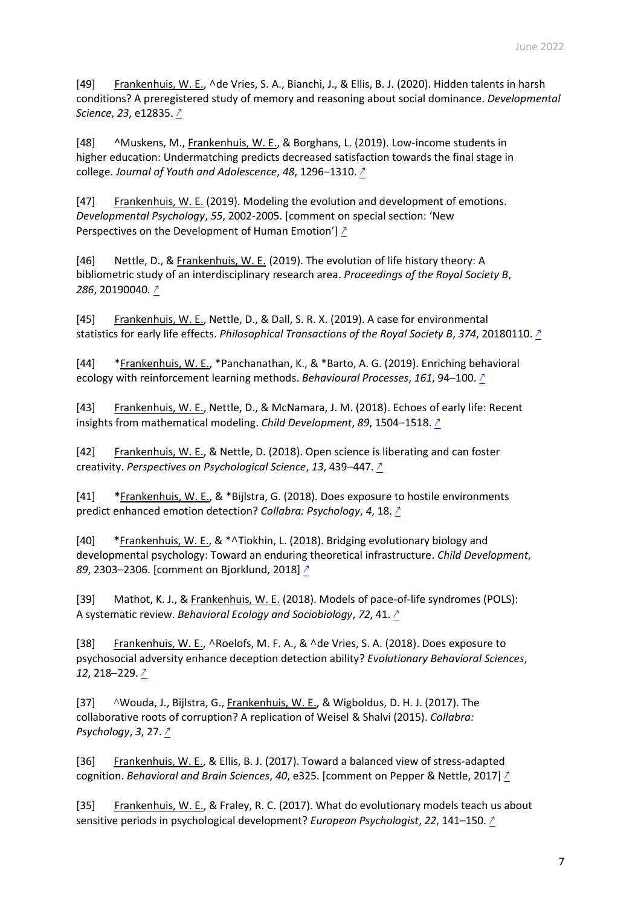[49] Frankenhuis, W. E., ^de Vries, S. A., Bianchi, J., & Ellis, B. J. (2020). Hidden talents in harsh conditions? A preregistered study of memory and reasoning about social dominance. *Developmental Science*, *23*, e12835. ↗

[48] ^Muskens, M., Frankenhuis, W. E., & Borghans, L. (2019). Low-income students in higher education: Undermatching predicts decreased satisfaction towards the final stage in college. *Journal of Youth and Adolescence*, *48*, 1296–1310. ↗

[47] Frankenhuis, W. E. (2019). Modeling the evolution and development of emotions. *Developmental Psychology*, *55*, 2002-2005. [comment on special section: 'New Perspectives on the Development of Human Emotion'] ↗

[46] Nettle, D., & Frankenhuis, W. E. (2019). The evolution of life history theory: A bibliometric study of an interdisciplinary research area. *Proceedings of the Royal Society B*, *286*, 20190040. ↗

[45] Frankenhuis, W. E., Nettle, D., & Dall, S. R. X. (2019). A case for environmental statistics for early life effects. *Philosophical Transactions of the Royal Society B*, *374*, 20180110. ↗

[44] *Frankenhuis, W. E., *Panchanathan, K., & *Barto, A. G. (2019). Enriching behavioral ecology with reinforcement learning methods. *Behavioural Processes*, *161*, 94–100. ↗

[43] Frankenhuis, W. E., Nettle, D., & McNamara, J. M. (2018). Echoes of early life: Recent insights from mathematical modeling. *Child Development*, *89*, 1504–1518. ↗

[42] Frankenhuis, W. E., & Nettle, D. (2018). Open science is liberating and can foster creativity. *Perspectives on Psychological Science*, *13*, 439–447. ↗

[41] *Frankenhuis, W. E., & *Bijlstra, G. (2018). Does exposure to hostile environments predict enhanced emotion detection? *Collabra: Psychology*, *4*, 18. ↗

[40] *Frankenhuis, W. E., & *^Tiokhin, L. (2018). Bridging evolutionary biology and developmental psychology: Toward an enduring theoretical infrastructure. *Child Development*, *89*, 2303–2306. [comment on Bjorklund, 2018] ↗

[39] Mathot, K. J., & Frankenhuis, W. E. (2018). Models of pace-of-life syndromes (POLS): A systematic review. *Behavioral Ecology and Sociobiology*, *72*, 41. ↗

[38] Frankenhuis, W. E., ^Roelofs, M. F. A., & ^de Vries, S. A. (2018). Does exposure to psychosocial adversity enhance deception detection ability? *Evolutionary Behavioral Sciences*, *12*, 218–229. ↗

[37] ^Wouda, J., Bijlstra, G., Frankenhuis, W. E., & Wigboldus, D. H. J. (2017). The collaborative roots of corruption? A replication of Weisel & Shalvi (2015). *Collabra: Psychology*, *3*, 27. ↗

[36] Frankenhuis, W. E., & Ellis, B. J. (2017). Toward a balanced view of stress-adapted cognition. *Behavioral and Brain Sciences*, *40*, e325. [comment on Pepper & Nettle, 2017] ↗

[35] Frankenhuis, W. E., & Fraley, R. C. (2017). What do evolutionary models teach us about sensitive periods in psychological development? *European Psychologist*, *22*, 141–150. ↗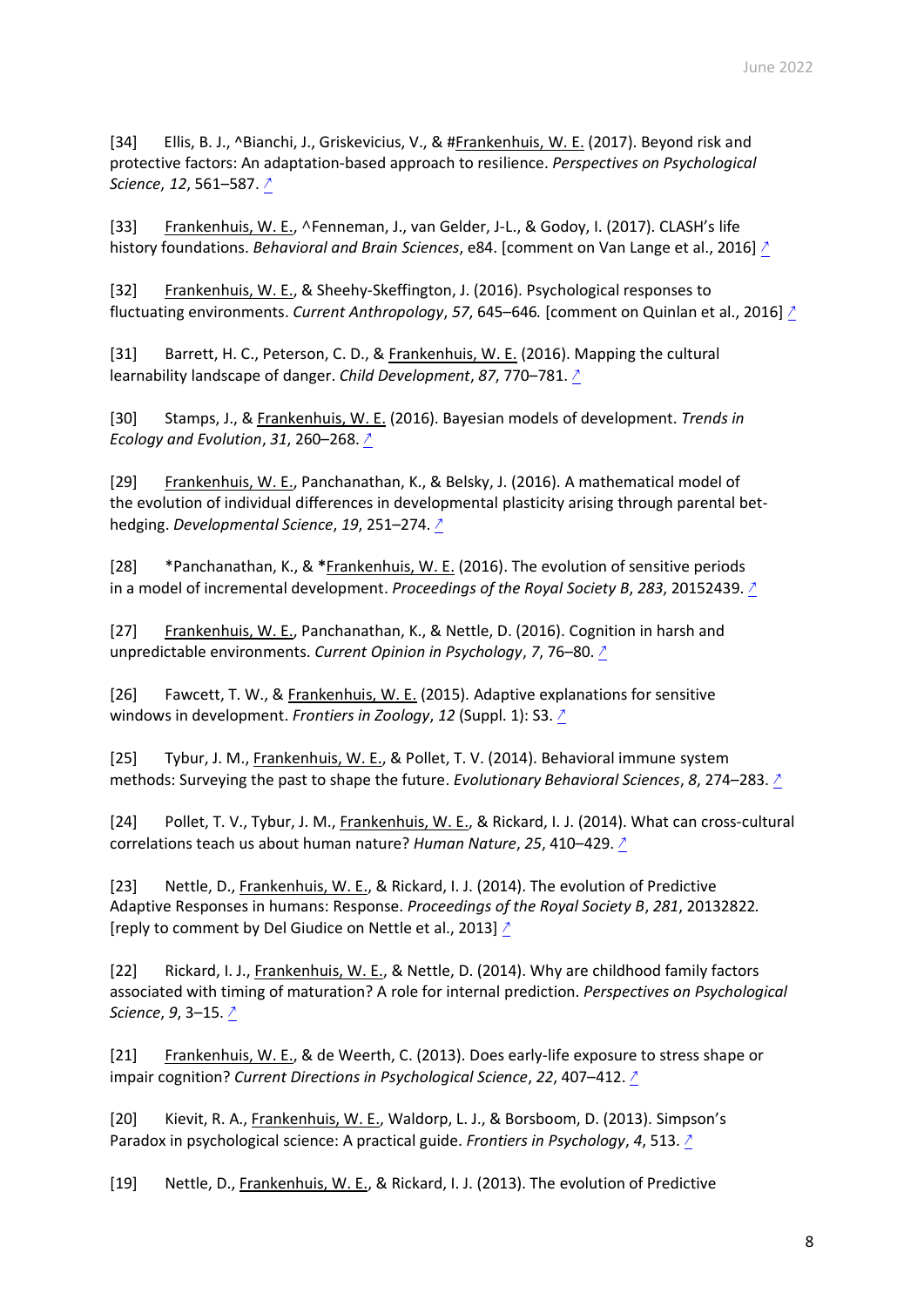[34] Ellis, B. J., ^Bianchi, J., Griskevicius, V., & #Frankenhuis, W. E. (2017). Beyond risk and protective factors: An adaptation-based approach to resilience. *Perspectives on Psychological Science*, *12*, 561–587. ↗

[33] Frankenhuis, W. E., ^Fenneman, J., van Gelder, J-L., & Godoy, I. (2017). CLASH's life history foundations. *Behavioral and Brain Sciences*, e84. [comment on Van Lange et al., 2016] ↗

[32] Frankenhuis, W. E., & Sheehy-Skeffington, J. (2016). Psychological responses to fluctuating environments. *Current Anthropology*, *57*, 645–646. [comment on Quinlan et al., 2016] ↗

[31] Barrett, H. C., Peterson, C. D., & Frankenhuis, W. E. (2016). Mapping the cultural learnability landscape of danger. *Child Development*, *87*, 770–781. ↗

[30] Stamps, J., & Frankenhuis, W. E. (2016). Bayesian models of development. *Trends in Ecology and Evolution*, *31*, 260–268. ↗

[29] Frankenhuis, W. E., Panchanathan, K., & Belsky, J. (2016). A mathematical model of the evolution of individual differences in developmental plasticity arising through parental bet-hedging. *Developmental Science*, *19*, 251–274. ↗

[28] *Panchanathan, K., & **\***Frankenhuis, W. E. (2016). The evolution of sensitive periods in a model of incremental development. *Proceedings of the Royal Society B*, *283*, 20152439. ↗

[27] Frankenhuis, W. E., Panchanathan, K., & Nettle, D. (2016). Cognition in harsh and unpredictable environments. *Current Opinion in Psychology*, *7*, 76–80. ↗

[26] Fawcett, T. W., & Frankenhuis, W. E. (2015). Adaptive explanations for sensitive windows in development. *Frontiers in Zoology*, *12* (Suppl. 1): S3. ↗

[25] Tybur, J. M., Frankenhuis, W. E., & Pollet, T. V. (2014). Behavioral immune system methods: Surveying the past to shape the future. *Evolutionary Behavioral Sciences*, *8*, 274–283. ↗

[24] Pollet, T. V., Tybur, J. M., Frankenhuis, W. E., & Rickard, I. J. (2014). What can cross-cultural correlations teach us about human nature? *Human Nature*, *25*, 410–429. ↗

[23] Nettle, D., Frankenhuis, W. E., & Rickard, I. J. (2014). The evolution of Predictive Adaptive Responses in humans: Response. *Proceedings of the Royal Society B*, *281*, 20132822. [reply to comment by Del Giudice on Nettle et al., 2013] ↗

[22] Rickard, I. J., Frankenhuis, W. E., & Nettle, D. (2014). Why are childhood family factors associated with timing of maturation? A role for internal prediction. *Perspectives on Psychological Science*, *9*, 3–15. ↗

[21] Frankenhuis, W. E., & de Weerth, C. (2013). Does early-life exposure to stress shape or impair cognition? *Current Directions in Psychological Science*, *22*, 407–412. ↗

[20] Kievit, R. A., Frankenhuis, W. E., Waldorp, L. J., & Borsboom, D. (2013). Simpson's Paradox in psychological science: A practical guide. *Frontiers in Psychology*, *4*, 513. ↗

[19] Nettle, D., Frankenhuis, W. E., & Rickard, I. J. (2013). The evolution of Predictive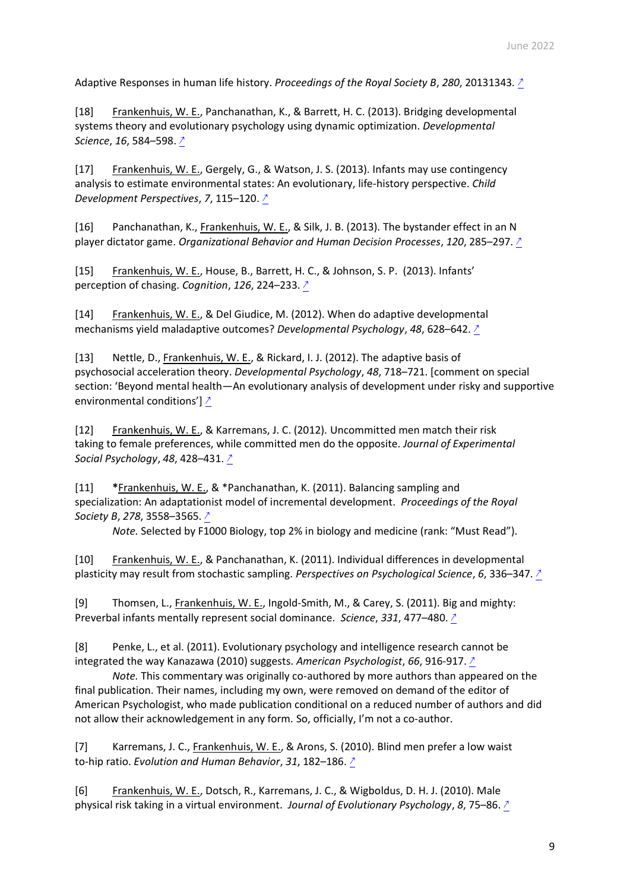Adaptive Responses in human life history. *Proceedings of the Royal Society B*, *280*, 20131343. ↗

[18] Frankenhuis, W. E., Panchanathan, K., & Barrett, H. C. (2013). Bridging developmental systems theory and evolutionary psychology using dynamic optimization. *Developmental Science*, *16*, 584–598. ↗

[17] Frankenhuis, W. E., Gergely, G., & Watson, J. S. (2013). Infants may use contingency analysis to estimate environmental states: An evolutionary, life-history perspective. *Child Development Perspectives*, *7*, 115–120. ↗

[16] Panchanathan, K., Frankenhuis, W. E., & Silk, J. B. (2013). The bystander effect in an N player dictator game. *Organizational Behavior and Human Decision Processes*, *120*, 285–297. ↗

[15] Frankenhuis, W. E., House, B., Barrett, H. C., & Johnson, S. P. (2013). Infants' perception of chasing. *Cognition*, *126*, 224–233. ↗

[14] Frankenhuis, W. E., & Del Giudice, M. (2012). When do adaptive developmental mechanisms yield maladaptive outcomes? *Developmental Psychology*, *48*, 628–642. ↗

[13] Nettle, D., Frankenhuis, W. E., & Rickard, I. J. (2012). The adaptive basis of psychosocial acceleration theory. *Developmental Psychology*, *48*, 718–721. [comment on special section: 'Beyond mental health—An evolutionary analysis of development under risky and supportive environmental conditions'] ↗

[12] Frankenhuis, W. E., & Karremans, J. C. (2012). Uncommitted men match their risk taking to female preferences, while committed men do the opposite. *Journal of Experimental Social Psychology*, *48*, 428–431. ↗

[11] **\***Frankenhuis, W. E., & *Panchanathan, K. (2011). Balancing sampling and specialization: An adaptationist model of incremental development. *Proceedings of the Royal Society B*, *278*, 3558–3565. ↗

*Note.* Selected by F1000 Biology, top 2% in biology and medicine (rank: "Must Read").

[10] Frankenhuis, W. E., & Panchanathan, K. (2011). Individual differences in developmental plasticity may result from stochastic sampling. *Perspectives on Psychological Science*, *6*, 336–347. ↗

[9] Thomsen, L., Frankenhuis, W. E., Ingold-Smith, M., & Carey, S. (2011). Big and mighty: Preverbal infants mentally represent social dominance. *Science*, *331*, 477–480. ↗

[8] Penke, L., et al. (2011). Evolutionary psychology and intelligence research cannot be integrated the way Kanazawa (2010) suggests. *American Psychologist*, *66*, 916-917. ↗

*Note.* This commentary was originally co-authored by more authors than appeared on the final publication. Their names, including my own, were removed on demand of the editor of American Psychologist, who made publication conditional on a reduced number of authors and did not allow their acknowledgement in any form. So, officially, I'm not a co-author.

[7] Karremans, J. C., Frankenhuis, W. E., & Arons, S. (2010). Blind men prefer a low waist to-hip ratio. *Evolution and Human Behavior*, *31*, 182–186. ↗

[6] Frankenhuis, W. E., Dotsch, R., Karremans, J. C., & Wigboldus, D. H. J. (2010). Male physical risk taking in a virtual environment. *Journal of Evolutionary Psychology*, *8*, 75–86. ↗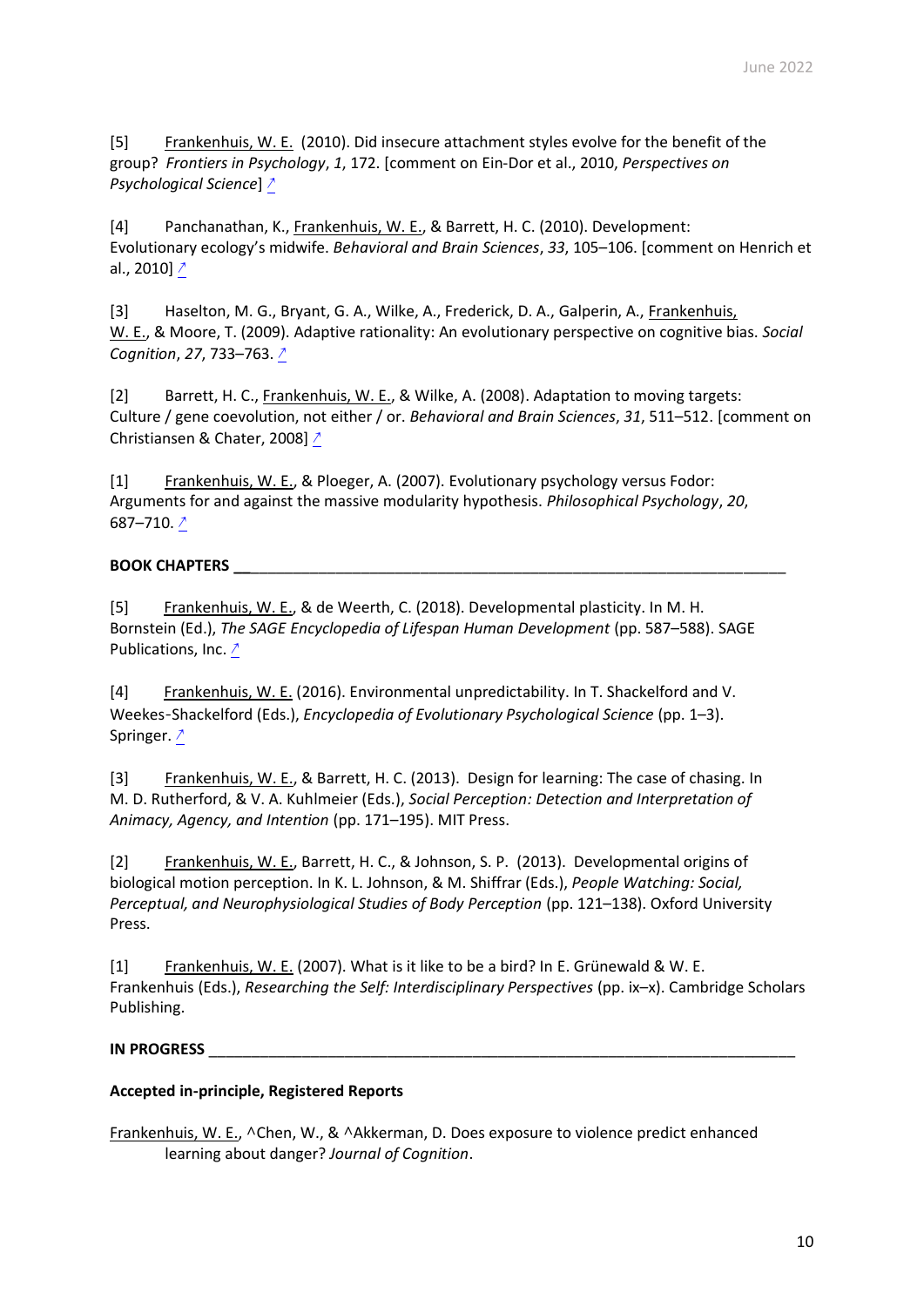[5] Frankenhuis, W. E. (2010). Did insecure attachment styles evolve for the benefit of the group? *Frontiers in Psychology*, *1*, 172. [comment on Ein-Dor et al., 2010, *Perspectives on Psychological Science*] ↗

[4] Panchanathan, K., Frankenhuis, W. E., & Barrett, H. C. (2010). Development: Evolutionary ecology's midwife. *Behavioral and Brain Sciences*, *33*, 105–106. [comment on Henrich et al., 2010] ↗

[3] Haselton, M. G., Bryant, G. A., Wilke, A., Frederick, D. A., Galperin, A., Frankenhuis, W. E., & Moore, T. (2009). Adaptive rationality: An evolutionary perspective on cognitive bias. *Social Cognition*, *27*, 733–763. ↗

[2] Barrett, H. C., Frankenhuis, W. E., & Wilke, A. (2008). Adaptation to moving targets: Culture / gene coevolution, not either / or. *Behavioral and Brain Sciences*, *31*, 511–512. [comment on Christiansen & Chater, 2008] ↗

[1] Frankenhuis, W. E., & Ploeger, A. (2007). Evolutionary psychology versus Fodor: Arguments for and against the massive modularity hypothesis. *Philosophical Psychology*, *20*, 687–710. ↗

## BOOK CHAPTERS

[5] Frankenhuis, W. E., & de Weerth, C. (2018). Developmental plasticity. In M. H. Bornstein (Ed.), *The SAGE Encyclopedia of Lifespan Human Development* (pp. 587–588). SAGE Publications, Inc. ↗

[4] Frankenhuis, W. E. (2016). Environmental unpredictability. In T. Shackelford and V. Weekes-Shackelford (Eds.), *Encyclopedia of Evolutionary Psychological Science* (pp. 1–3). Springer. ↗

[3] Frankenhuis, W. E., & Barrett, H. C. (2013). Design for learning: The case of chasing. In M. D. Rutherford, & V. A. Kuhlmeier (Eds.), *Social Perception: Detection and Interpretation of Animacy, Agency, and Intention* (pp. 171–195). MIT Press.

[2] Frankenhuis, W. E., Barrett, H. C., & Johnson, S. P. (2013). Developmental origins of biological motion perception. In K. L. Johnson, & M. Shiffrar (Eds.), *People Watching: Social, Perceptual, and Neurophysiological Studies of Body Perception* (pp. 121–138). Oxford University Press.

[1] Frankenhuis, W. E. (2007). What is it like to be a bird? In E. Grünewald & W. E. Frankenhuis (Eds.), *Researching the Self: Interdisciplinary Perspectives* (pp. ix–x). Cambridge Scholars Publishing.

## IN PROGRESS

**Accepted in-principle, Registered Reports**

Frankenhuis, W. E., ^Chen, W., & ^Akkerman, D. Does exposure to violence predict enhanced learning about danger? *Journal of Cognition*.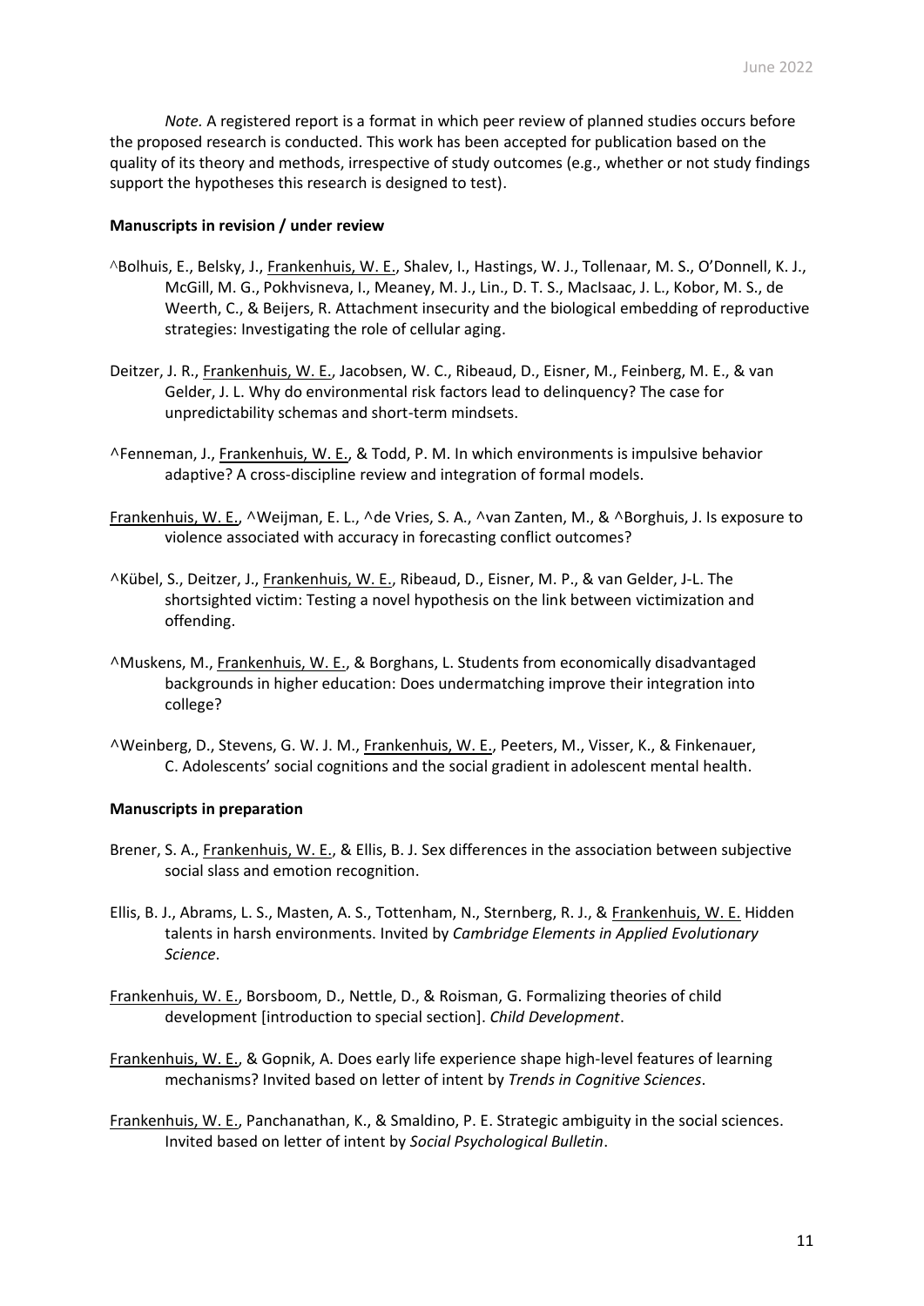*Note.* A registered report is a format in which peer review of planned studies occurs before the proposed research is conducted. This work has been accepted for publication based on the quality of its theory and methods, irrespective of study outcomes (e.g., whether or not study findings support the hypotheses this research is designed to test).

**Manuscripts in revision / under review**

^Bolhuis, E., Belsky, J., Frankenhuis, W. E., Shalev, I., Hastings, W. J., Tollenaar, M. S., O'Donnell, K. J., McGill, M. G., Pokhvisneva, I., Meaney, M. J., Lin., D. T. S., MacIsaac, J. L., Kobor, M. S., de Weerth, C., & Beijers, R. Attachment insecurity and the biological embedding of reproductive strategies: Investigating the role of cellular aging.

Deitzer, J. R., Frankenhuis, W. E., Jacobsen, W. C., Ribeaud, D., Eisner, M., Feinberg, M. E., & van Gelder, J. L. Why do environmental risk factors lead to delinquency? The case for unpredictability schemas and short-term mindsets.

^Fenneman, J., Frankenhuis, W. E., & Todd, P. M. In which environments is impulsive behavior adaptive? A cross-discipline review and integration of formal models.

Frankenhuis, W. E., ^Weijman, E. L., ^de Vries, S. A., ^van Zanten, M., & ^Borghuis, J. Is exposure to violence associated with accuracy in forecasting conflict outcomes?

^Kübel, S., Deitzer, J., Frankenhuis, W. E., Ribeaud, D., Eisner, M. P., & van Gelder, J-L. The shortsighted victim: Testing a novel hypothesis on the link between victimization and offending.

^Muskens, M., Frankenhuis, W. E., & Borghans, L. Students from economically disadvantaged backgrounds in higher education: Does undermatching improve their integration into college?

^Weinberg, D., Stevens, G. W. J. M., Frankenhuis, W. E., Peeters, M., Visser, K., & Finkenauer, C. Adolescents' social cognitions and the social gradient in adolescent mental health.

**Manuscripts in preparation**

Brener, S. A., Frankenhuis, W. E., & Ellis, B. J. Sex differences in the association between subjective social slass and emotion recognition.

Ellis, B. J., Abrams, L. S., Masten, A. S., Tottenham, N., Sternberg, R. J., & Frankenhuis, W. E. Hidden talents in harsh environments. Invited by *Cambridge Elements in Applied Evolutionary Science*.

Frankenhuis, W. E., Borsboom, D., Nettle, D., & Roisman, G. Formalizing theories of child development [introduction to special section]. *Child Development*.

Frankenhuis, W. E., & Gopnik, A. Does early life experience shape high-level features of learning mechanisms? Invited based on letter of intent by *Trends in Cognitive Sciences*.

Frankenhuis, W. E., Panchanathan, K., & Smaldino, P. E. Strategic ambiguity in the social sciences. Invited based on letter of intent by *Social Psychological Bulletin*.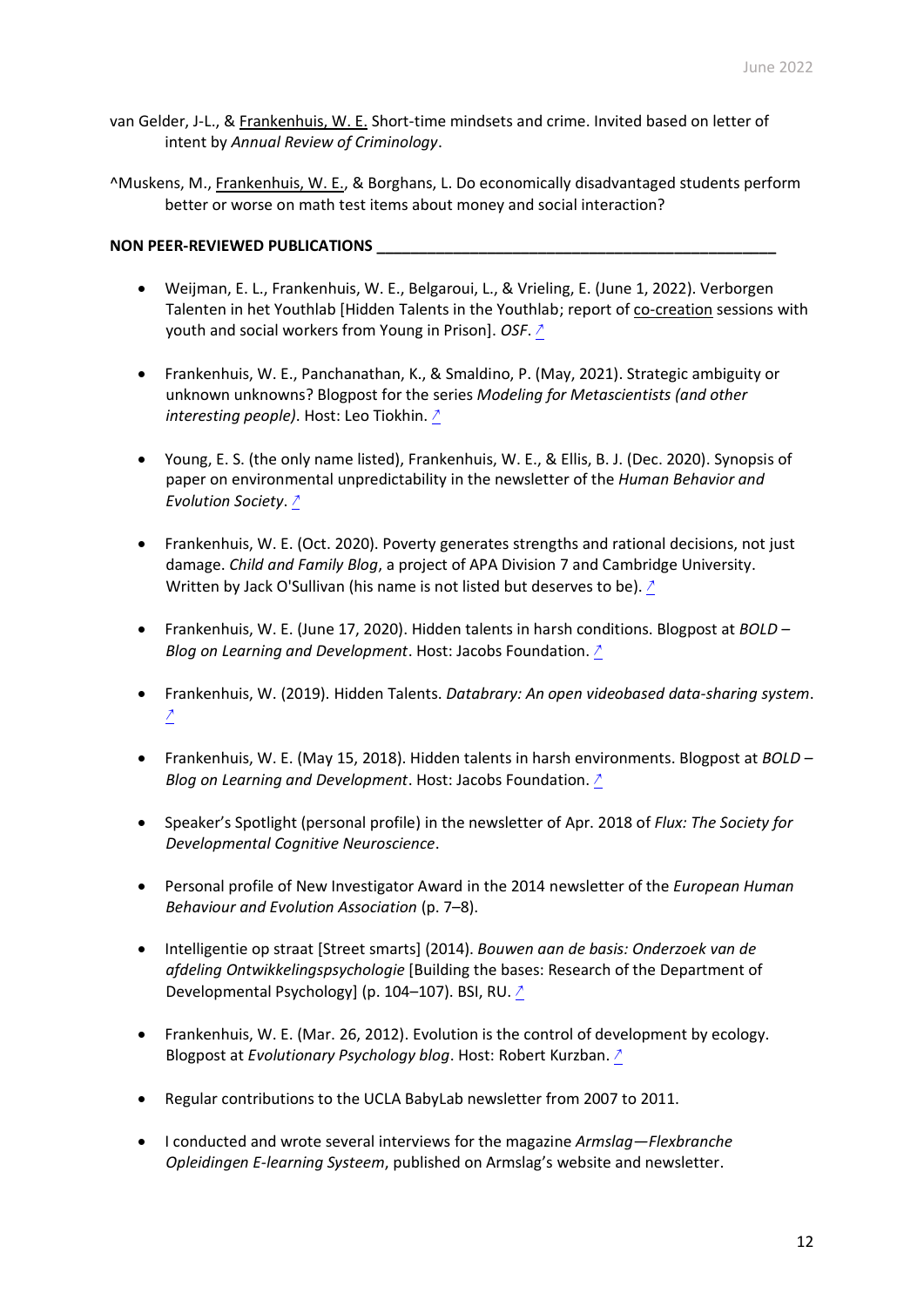van Gelder, J-L., & Frankenhuis, W. E. Short-time mindsets and crime. Invited based on letter of intent by *Annual Review of Criminology*.

^Muskens, M., Frankenhuis, W. E., & Borghans, L. Do economically disadvantaged students perform better or worse on math test items about money and social interaction?

**NON PEER-REVIEWED PUBLICATIONS**

- Weijman, E. L., Frankenhuis, W. E., Belgaroui, L., & Vrieling, E. (June 1, 2022). Verborgen Talenten in het Youthlab [Hidden Talents in the Youthlab; report of co-creation sessions with youth and social workers from Young in Prison]. *OSF*. ↗

- Frankenhuis, W. E., Panchanathan, K., & Smaldino, P. (May, 2021). Strategic ambiguity or unknown unknowns? Blogpost for the series *Modeling for Metascientists (and other interesting people)*. Host: Leo Tiokhin. ↗

- Young, E. S. (the only name listed), Frankenhuis, W. E., & Ellis, B. J. (Dec. 2020). Synopsis of paper on environmental unpredictability in the newsletter of the *Human Behavior and Evolution Society*. ↗

- Frankenhuis, W. E. (Oct. 2020). Poverty generates strengths and rational decisions, not just damage. *Child and Family Blog*, a project of APA Division 7 and Cambridge University. Written by Jack O'Sullivan (his name is not listed but deserves to be). ↗

- Frankenhuis, W. E. (June 17, 2020). Hidden talents in harsh conditions. Blogpost at *BOLD – Blog on Learning and Development*. Host: Jacobs Foundation. ↗

- Frankenhuis, W. (2019). Hidden Talents. *Databrary: An open videobased data-sharing system*. ↗

- Frankenhuis, W. E. (May 15, 2018). Hidden talents in harsh environments. Blogpost at *BOLD – Blog on Learning and Development*. Host: Jacobs Foundation. ↗

- Speaker's Spotlight (personal profile) in the newsletter of Apr. 2018 of *Flux: The Society for Developmental Cognitive Neuroscience*.

- Personal profile of New Investigator Award in the 2014 newsletter of the *European Human Behaviour and Evolution Association* (p. 7–8).

- Intelligentie op straat [Street smarts] (2014). *Bouwen aan de basis: Onderzoek van de afdeling Ontwikkelingspsychologie* [Building the bases: Research of the Department of Developmental Psychology] (p. 104–107). BSI, RU. ↗

- Frankenhuis, W. E. (Mar. 26, 2012). Evolution is the control of development by ecology. Blogpost at *Evolutionary Psychology blog*. Host: Robert Kurzban. ↗

- Regular contributions to the UCLA BabyLab newsletter from 2007 to 2011.

- I conducted and wrote several interviews for the magazine *Armslag—Flexbranche Opleidingen E-learning Systeem*, published on Armslag's website and newsletter.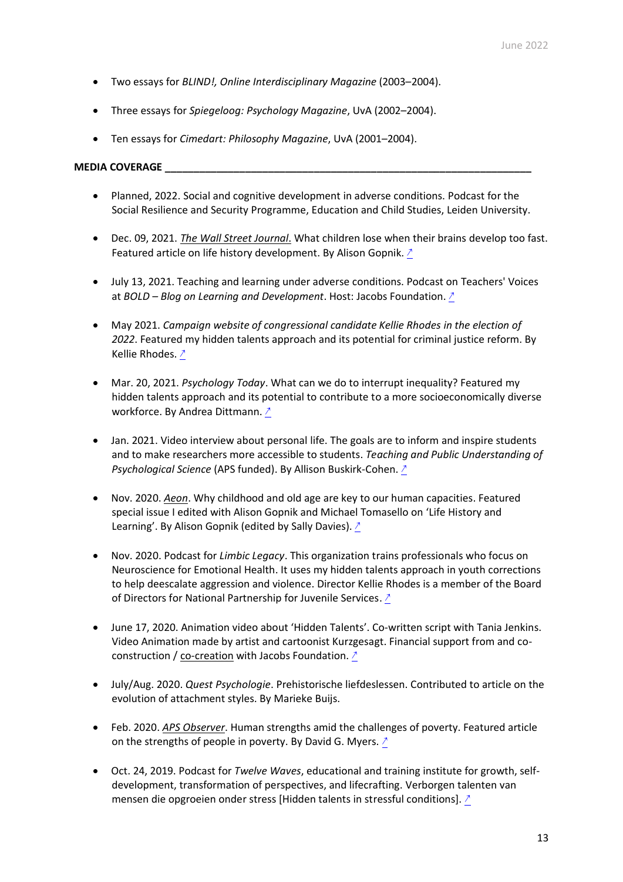- Two essays for *BLIND!, Online Interdisciplinary Magazine* (2003–2004).

- Three essays for *Spiegeloog: Psychology Magazine*, UvA (2002–2004).

- Ten essays for *Cimedart: Philosophy Magazine*, UvA (2001–2004).

**MEDIA COVERAGE**

- Planned, 2022. Social and cognitive development in adverse conditions. Podcast for the Social Resilience and Security Programme, Education and Child Studies, Leiden University.

- Dec. 09, 2021. *The Wall Street Journal*. What children lose when their brains develop too fast. Featured article on life history development. By Alison Gopnik. ↗

- July 13, 2021. Teaching and learning under adverse conditions. Podcast on Teachers' Voices at *BOLD – Blog on Learning and Development*. Host: Jacobs Foundation. ↗

- May 2021. *Campaign website of congressional candidate Kellie Rhodes in the election of 2022*. Featured my hidden talents approach and its potential for criminal justice reform. By Kellie Rhodes. ↗

- Mar. 20, 2021. *Psychology Today*. What can we do to interrupt inequality? Featured my hidden talents approach and its potential to contribute to a more socioeconomically diverse workforce. By Andrea Dittmann. ↗

- Jan. 2021. Video interview about personal life. The goals are to inform and inspire students and to make researchers more accessible to students. *Teaching and Public Understanding of Psychological Science* (APS funded). By Allison Buskirk-Cohen. ↗

- Nov. 2020. *Aeon*. Why childhood and old age are key to our human capacities. Featured special issue I edited with Alison Gopnik and Michael Tomasello on 'Life History and Learning'. By Alison Gopnik (edited by Sally Davies). ↗

- Nov. 2020. Podcast for *Limbic Legacy*. This organization trains professionals who focus on Neuroscience for Emotional Health. It uses my hidden talents approach in youth corrections to help deescalate aggression and violence. Director Kellie Rhodes is a member of the Board of Directors for National Partnership for Juvenile Services. ↗

- June 17, 2020. Animation video about 'Hidden Talents'. Co-written script with Tania Jenkins. Video Animation made by artist and cartoonist Kurzgesagt. Financial support from and co-construction / co-creation with Jacobs Foundation. ↗

- July/Aug. 2020. *Quest Psychologie*. Prehistorische liefdeslessen. Contributed to article on the evolution of attachment styles. By Marieke Buijs.

- Feb. 2020. *APS Observer*. Human strengths amid the challenges of poverty. Featured article on the strengths of people in poverty. By David G. Myers. ↗

- Oct. 24, 2019. Podcast for *Twelve Waves*, educational and training institute for growth, self-development, transformation of perspectives, and lifecrafting. Verborgen talenten van mensen die opgroeien onder stress [Hidden talents in stressful conditions]. ↗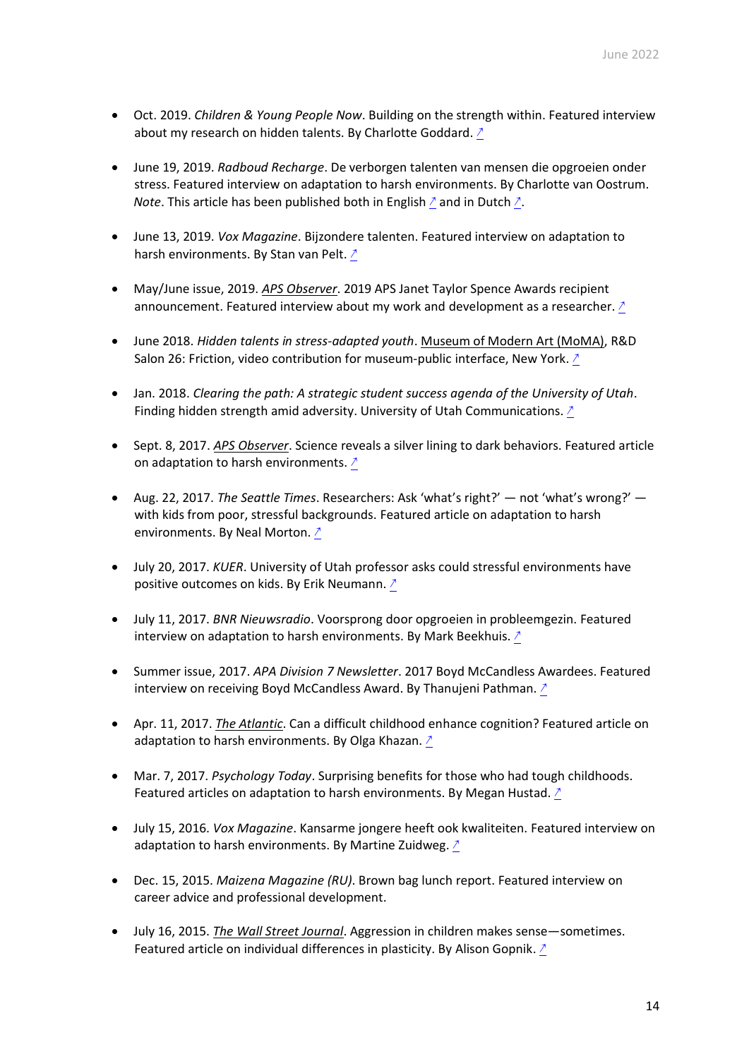- Oct. 2019. *Children & Young People Now*. Building on the strength within. Featured interview about my research on hidden talents. By Charlotte Goddard. ↗

- June 19, 2019. *Radboud Recharge*. De verborgen talenten van mensen die opgroeien onder stress. Featured interview on adaptation to harsh environments. By Charlotte van Oostrum. *Note*. This article has been published both in English ↗ and in Dutch ↗.

- June 13, 2019. *Vox Magazine*. Bijzondere talenten. Featured interview on adaptation to harsh environments. By Stan van Pelt. ↗

- May/June issue, 2019. *APS Observer*. 2019 APS Janet Taylor Spence Awards recipient announcement. Featured interview about my work and development as a researcher. ↗

- June 2018. *Hidden talents in stress-adapted youth*. Museum of Modern Art (MoMA), R&D Salon 26: Friction, video contribution for museum-public interface, New York. ↗

- Jan. 2018. *Clearing the path: A strategic student success agenda of the University of Utah*. Finding hidden strength amid adversity. University of Utah Communications. ↗

- Sept. 8, 2017. *APS Observer*. Science reveals a silver lining to dark behaviors. Featured article on adaptation to harsh environments. ↗

- Aug. 22, 2017. *The Seattle Times*. Researchers: Ask 'what's right?' — not 'what's wrong?' — with kids from poor, stressful backgrounds. Featured article on adaptation to harsh environments. By Neal Morton. ↗

- July 20, 2017. *KUER*. University of Utah professor asks could stressful environments have positive outcomes on kids. By Erik Neumann. ↗

- July 11, 2017. *BNR Nieuwsradio*. Voorsprong door opgroeien in probleemgezin. Featured interview on adaptation to harsh environments. By Mark Beekhuis. ↗

- Summer issue, 2017. *APA Division 7 Newsletter*. 2017 Boyd McCandless Awardees. Featured interview on receiving Boyd McCandless Award. By Thanujeni Pathman. ↗

- Apr. 11, 2017. *The Atlantic*. Can a difficult childhood enhance cognition? Featured article on adaptation to harsh environments. By Olga Khazan. ↗

- Mar. 7, 2017. *Psychology Today*. Surprising benefits for those who had tough childhoods. Featured articles on adaptation to harsh environments. By Megan Hustad. ↗

- July 15, 2016. *Vox Magazine*. Kansarme jongere heeft ook kwaliteiten. Featured interview on adaptation to harsh environments. By Martine Zuidweg. ↗

- Dec. 15, 2015. *Maizena Magazine (RU)*. Brown bag lunch report. Featured interview on career advice and professional development.

- July 16, 2015. *The Wall Street Journal*. Aggression in children makes sense—sometimes. Featured article on individual differences in plasticity. By Alison Gopnik. ↗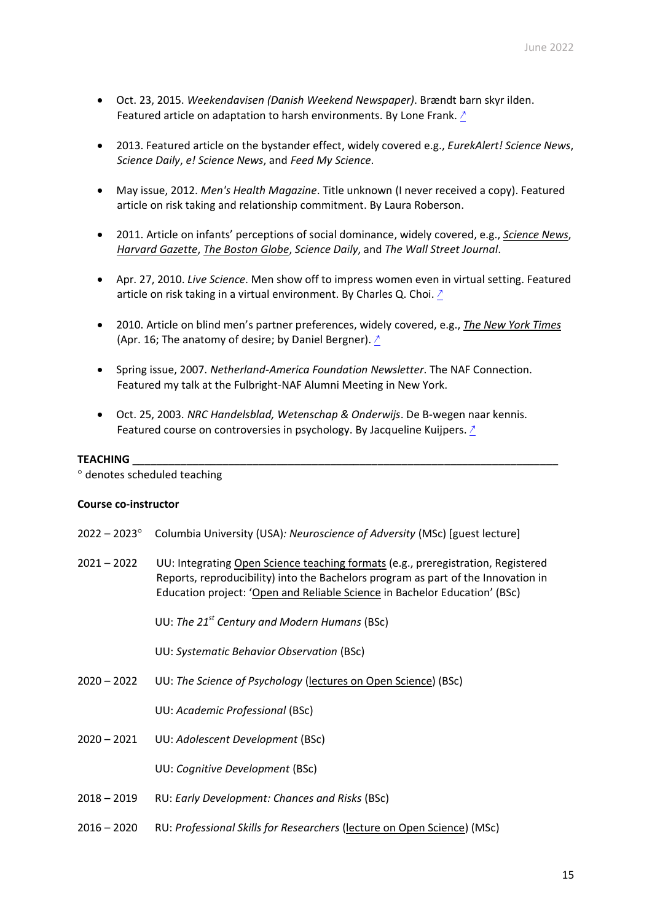- Oct. 23, 2015. *Weekendavisen (Danish Weekend Newspaper)*. Brændt barn skyr ilden. Featured article on adaptation to harsh environments. By Lone Frank. ↗

- 2013. Featured article on the bystander effect, widely covered e.g., *EurekAlert! Science News*, *Science Daily*, *e! Science News*, and *Feed My Science*.

- May issue, 2012. *Men's Health Magazine*. Title unknown (I never received a copy). Featured article on risk taking and relationship commitment. By Laura Roberson.

- 2011. Article on infants' perceptions of social dominance, widely covered, e.g., *Science News*, *Harvard Gazette*, *The Boston Globe*, *Science Daily*, and *The Wall Street Journal*.

- Apr. 27, 2010. *Live Science*. Men show off to impress women even in virtual setting. Featured article on risk taking in a virtual environment. By Charles Q. Choi. ↗

- 2010. Article on blind men's partner preferences, widely covered, e.g., *The New York Times* (Apr. 16; The anatomy of desire; by Daniel Bergner). ↗

- Spring issue, 2007. *Netherland-America Foundation Newsletter*. The NAF Connection. Featured my talk at the Fulbright-NAF Alumni Meeting in New York.

- Oct. 25, 2003. *NRC Handelsblad, Wetenschap & Onderwijs*. De B-wegen naar kennis. Featured course on controversies in psychology. By Jacqueline Kuijpers. ↗

## TEACHING

° denotes scheduled teaching

**Course co-instructor**

2022 – 2023° Columbia University (USA): *Neuroscience of Adversity* (MSc) [guest lecture]

2021 – 2022 UU: Integrating Open Science teaching formats (e.g., preregistration, Registered Reports, reproducibility) into the Bachelors program as part of the Innovation in Education project: 'Open and Reliable Science in Bachelor Education' (BSc)

UU: *The 21st Century and Modern Humans* (BSc)

UU: *Systematic Behavior Observation* (BSc)

2020 – 2022 UU: *The Science of Psychology* (lectures on Open Science) (BSc)

UU: *Academic Professional* (BSc)

2020 – 2021 UU: *Adolescent Development* (BSc)

UU: *Cognitive Development* (BSc)

2018 – 2019 RU: *Early Development: Chances and Risks* (BSc)

2016 – 2020 RU: *Professional Skills for Researchers* (lecture on Open Science) (MSc)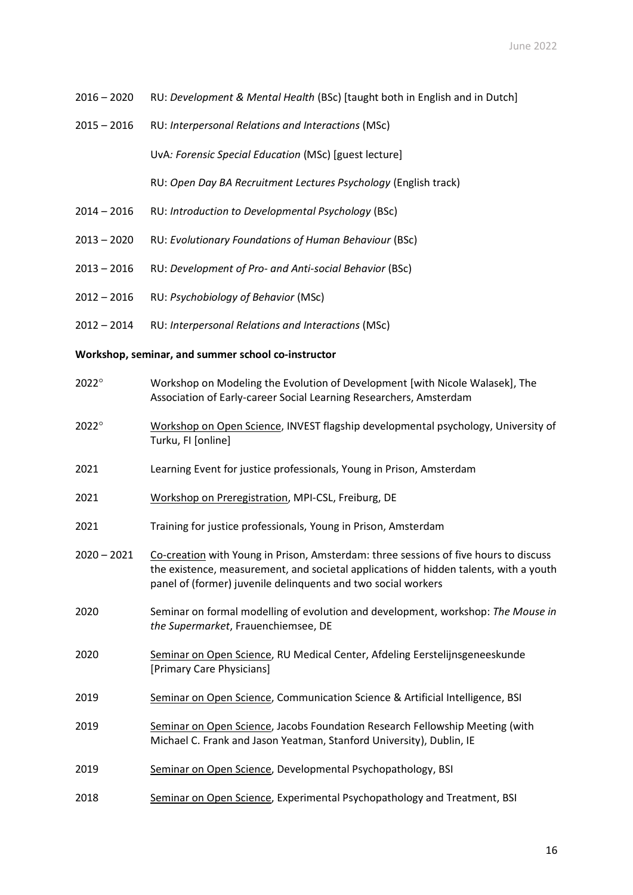2016 – 2020 RU: *Development & Mental Health* (BSc) [taught both in English and in Dutch]

2015 – 2016 RU: *Interpersonal Relations and Interactions* (MSc)

UvA*: Forensic Special Education* (MSc) [guest lecture]

RU: *Open Day BA Recruitment Lectures Psychology* (English track)

2014 – 2016 RU: *Introduction to Developmental Psychology* (BSc)

2013 – 2020 RU: *Evolutionary Foundations of Human Behaviour* (BSc)

2013 – 2016 RU: *Development of Pro- and Anti-social Behavior* (BSc)

2012 – 2016 RU: *Psychobiology of Behavior* (MSc)

2012 – 2014 RU: *Interpersonal Relations and Interactions* (MSc)

**Workshop, seminar, and summer school co-instructor**

2022° Workshop on Modeling the Evolution of Development [with Nicole Walasek], The Association of Early-career Social Learning Researchers, Amsterdam

2022° Workshop on Open Science, INVEST flagship developmental psychology, University of Turku, FI [online]

2021 Learning Event for justice professionals, Young in Prison, Amsterdam

2021 Workshop on Preregistration, MPI-CSL, Freiburg, DE

2021 Training for justice professionals, Young in Prison, Amsterdam

2020 – 2021 Co-creation with Young in Prison, Amsterdam: three sessions of five hours to discuss the existence, measurement, and societal applications of hidden talents, with a youth panel of (former) juvenile delinquents and two social workers

2020 Seminar on formal modelling of evolution and development, workshop: *The Mouse in the Supermarket*, Frauenchiemsee, DE

2020 Seminar on Open Science, RU Medical Center, Afdeling Eerstelijnsgeneeskunde [Primary Care Physicians]

2019 Seminar on Open Science, Communication Science & Artificial Intelligence, BSI

2019 Seminar on Open Science, Jacobs Foundation Research Fellowship Meeting (with Michael C. Frank and Jason Yeatman, Stanford University), Dublin, IE

2019 Seminar on Open Science, Developmental Psychopathology, BSI

2018 Seminar on Open Science, Experimental Psychopathology and Treatment, BSI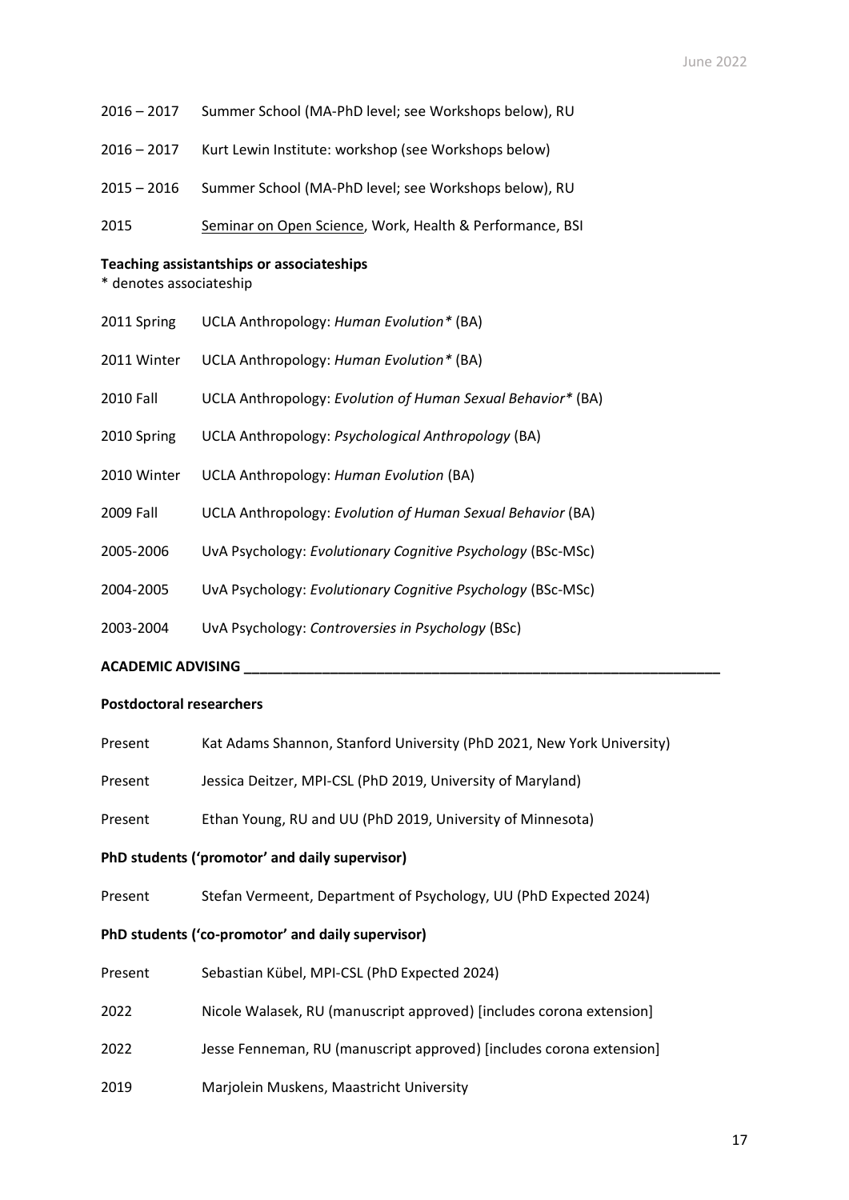2016 – 2017 Summer School (MA-PhD level; see Workshops below), RU

2016 – 2017 Kurt Lewin Institute: workshop (see Workshops below)

2015 – 2016 Summer School (MA-PhD level; see Workshops below), RU

2015 Seminar on Open Science, Work, Health & Performance, BSI

**Teaching assistantships or associateships**

\* denotes associateship

2011 Spring UCLA Anthropology: *Human Evolution\** (BA)

2011 Winter UCLA Anthropology: *Human Evolution\** (BA)

2010 Fall UCLA Anthropology: *Evolution of Human Sexual Behavior\** (BA)

2010 Spring UCLA Anthropology: *Psychological Anthropology* (BA)

2010 Winter UCLA Anthropology: *Human Evolution* (BA)

2009 Fall UCLA Anthropology: *Evolution of Human Sexual Behavior* (BA)

2005-2006 UvA Psychology: *Evolutionary Cognitive Psychology* (BSc-MSc)

2004-2005 UvA Psychology: *Evolutionary Cognitive Psychology* (BSc-MSc)

2003-2004 UvA Psychology: *Controversies in Psychology* (BSc)

## ACADEMIC ADVISING

**Postdoctoral researchers**

Present Kat Adams Shannon, Stanford University (PhD 2021, New York University)

Present Jessica Deitzer, MPI-CSL (PhD 2019, University of Maryland)

Present Ethan Young, RU and UU (PhD 2019, University of Minnesota)

**PhD students ('promotor' and daily supervisor)**

Present Stefan Vermeent, Department of Psychology, UU (PhD Expected 2024)

**PhD students ('co-promotor' and daily supervisor)**

Present Sebastian Kübel, MPI-CSL (PhD Expected 2024)

2022 Nicole Walasek, RU (manuscript approved) [includes corona extension]

2022 Jesse Fenneman, RU (manuscript approved) [includes corona extension]

2019 Marjolein Muskens, Maastricht University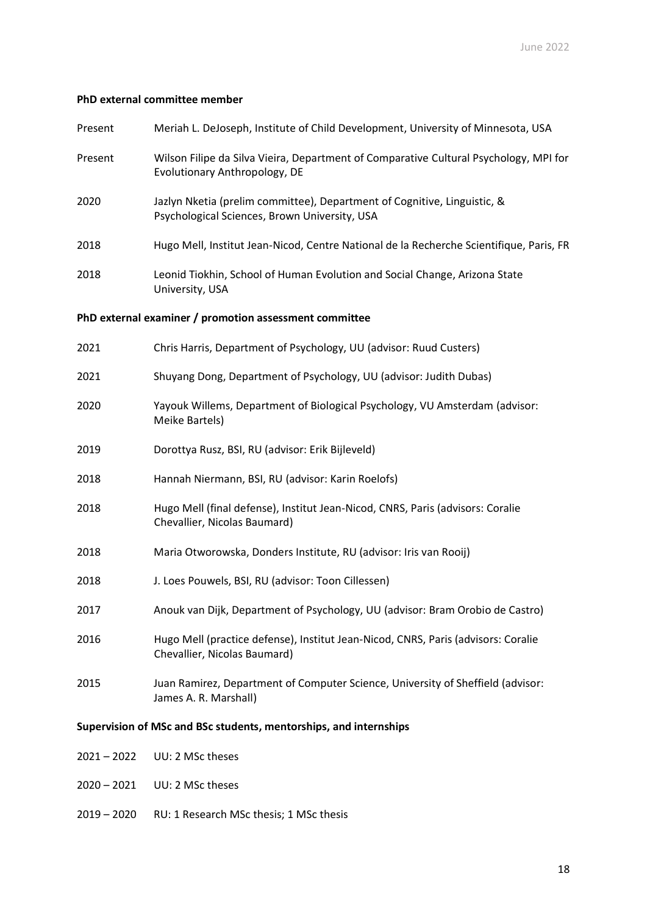**PhD external committee member**

| | |
|---|---|
| Present | Meriah L. DeJoseph, Institute of Child Development, University of Minnesota, USA |
| Present | Wilson Filipe da Silva Vieira, Department of Comparative Cultural Psychology, MPI for Evolutionary Anthropology, DE |
| 2020 | Jazlyn Nketia (prelim committee), Department of Cognitive, Linguistic, & Psychological Sciences, Brown University, USA |
| 2018 | Hugo Mell, Institut Jean-Nicod, Centre National de la Recherche Scientifique, Paris, FR |
| 2018 | Leonid Tiokhin, School of Human Evolution and Social Change, Arizona State University, USA |

**PhD external examiner / promotion assessment committee**

| | |
|---|---|
| 2021 | Chris Harris, Department of Psychology, UU (advisor: Ruud Custers) |
| 2021 | Shuyang Dong, Department of Psychology, UU (advisor: Judith Dubas) |
| 2020 | Yayouk Willems, Department of Biological Psychology, VU Amsterdam (advisor: Meike Bartels) |
| 2019 | Dorottya Rusz, BSI, RU (advisor: Erik Bijleveld) |
| 2018 | Hannah Niermann, BSI, RU (advisor: Karin Roelofs) |
| 2018 | Hugo Mell (final defense), Institut Jean-Nicod, CNRS, Paris (advisors: Coralie Chevallier, Nicolas Baumard) |
| 2018 | Maria Otworowska, Donders Institute, RU (advisor: Iris van Rooij) |
| 2018 | J. Loes Pouwels, BSI, RU (advisor: Toon Cillessen) |
| 2017 | Anouk van Dijk, Department of Psychology, UU (advisor: Bram Orobio de Castro) |
| 2016 | Hugo Mell (practice defense), Institut Jean-Nicod, CNRS, Paris (advisors: Coralie Chevallier, Nicolas Baumard) |
| 2015 | Juan Ramirez, Department of Computer Science, University of Sheffield (advisor: James A. R. Marshall) |

**Supervision of MSc and BSc students, mentorships, and internships**

| | |
|---|---|
| 2021 – 2022 | UU: 2 MSc theses |
| 2020 – 2021 | UU: 2 MSc theses |
| 2019 – 2020 | RU: 1 Research MSc thesis; 1 MSc thesis |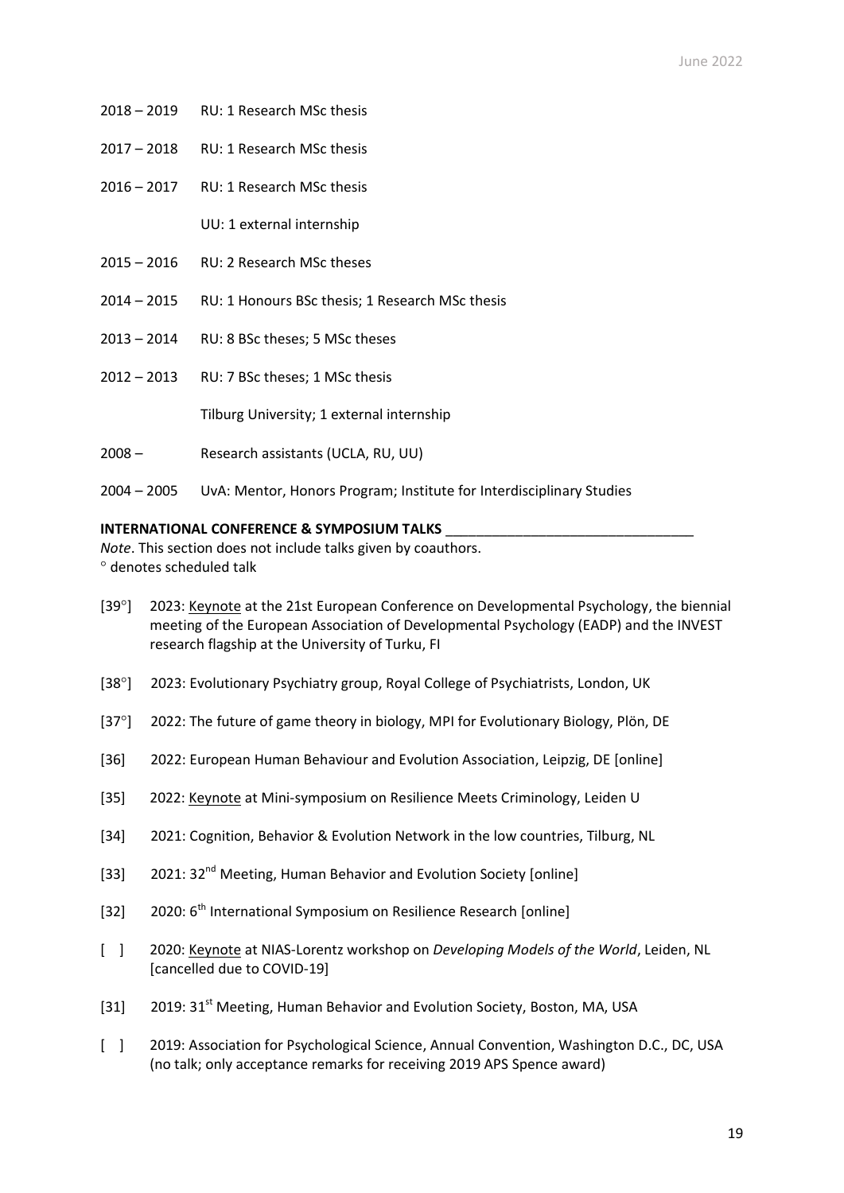2018 – 2019 RU: 1 Research MSc thesis

2017 – 2018 RU: 1 Research MSc thesis

2016 – 2017 RU: 1 Research MSc thesis

UU: 1 external internship

2015 – 2016 RU: 2 Research MSc theses

2014 – 2015 RU: 1 Honours BSc thesis; 1 Research MSc thesis

2013 – 2014 RU: 8 BSc theses; 5 MSc theses

2012 – 2013 RU: 7 BSc theses; 1 MSc thesis

Tilburg University; 1 external internship

2008 – Research assistants (UCLA, RU, UU)

2004 – 2005 UvA: Mentor, Honors Program; Institute for Interdisciplinary Studies

**INTERNATIONAL CONFERENCE & SYMPOSIUM TALKS**

*Note*. This section does not include talks given by coauthors.
° denotes scheduled talk

[39°] 2023: Keynote at the 21st European Conference on Developmental Psychology, the biennial meeting of the European Association of Developmental Psychology (EADP) and the INVEST research flagship at the University of Turku, FI

[38°] 2023: Evolutionary Psychiatry group, Royal College of Psychiatrists, London, UK

[37°] 2022: The future of game theory in biology, MPI for Evolutionary Biology, Plön, DE

[36] 2022: European Human Behaviour and Evolution Association, Leipzig, DE [online]

[35] 2022: Keynote at Mini-symposium on Resilience Meets Criminology, Leiden U

[34] 2021: Cognition, Behavior & Evolution Network in the low countries, Tilburg, NL

[33] 2021: 32nd Meeting, Human Behavior and Evolution Society [online]

[32] 2020: 6th International Symposium on Resilience Research [online]

[ ] 2020: Keynote at NIAS-Lorentz workshop on *Developing Models of the World*, Leiden, NL [cancelled due to COVID-19]

[31] 2019: 31st Meeting, Human Behavior and Evolution Society, Boston, MA, USA

[ ] 2019: Association for Psychological Science, Annual Convention, Washington D.C., DC, USA (no talk; only acceptance remarks for receiving 2019 APS Spence award)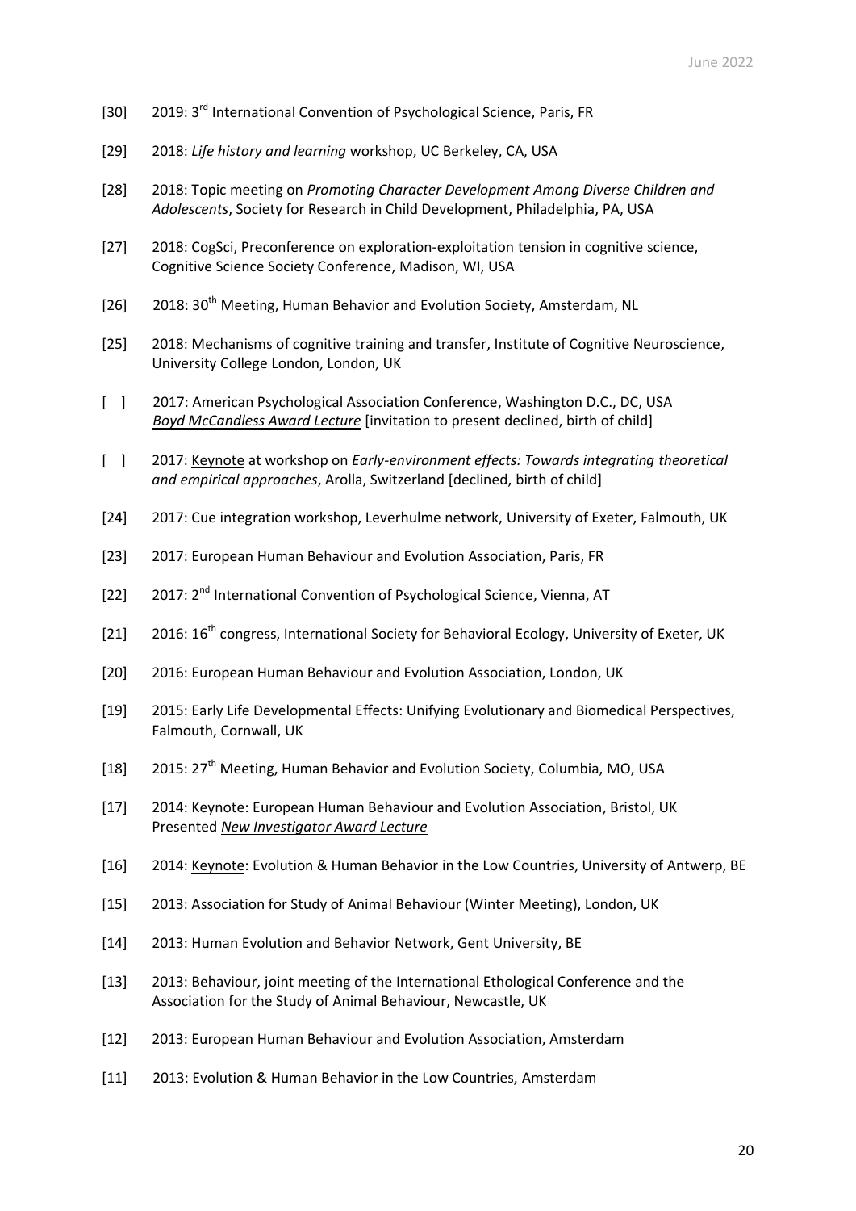[30] 2019: 3rd International Convention of Psychological Science, Paris, FR

[29] 2018: *Life history and learning* workshop, UC Berkeley, CA, USA

[28] 2018: Topic meeting on *Promoting Character Development Among Diverse Children and Adolescents*, Society for Research in Child Development, Philadelphia, PA, USA

[27] 2018: CogSci, Preconference on exploration-exploitation tension in cognitive science, Cognitive Science Society Conference, Madison, WI, USA

[26] 2018: 30th Meeting, Human Behavior and Evolution Society, Amsterdam, NL

[25] 2018: Mechanisms of cognitive training and transfer, Institute of Cognitive Neuroscience, University College London, London, UK

[ ] 2017: American Psychological Association Conference, Washington D.C., DC, USA
*Boyd McCandless Award Lecture* [invitation to present declined, birth of child]

[ ] 2017: Keynote at workshop on *Early-environment effects: Towards integrating theoretical and empirical approaches*, Arolla, Switzerland [declined, birth of child]

[24] 2017: Cue integration workshop, Leverhulme network, University of Exeter, Falmouth, UK

[23] 2017: European Human Behaviour and Evolution Association, Paris, FR

[22] 2017: 2nd International Convention of Psychological Science, Vienna, AT

[21] 2016: 16th congress, International Society for Behavioral Ecology, University of Exeter, UK

[20] 2016: European Human Behaviour and Evolution Association, London, UK

[19] 2015: Early Life Developmental Effects: Unifying Evolutionary and Biomedical Perspectives, Falmouth, Cornwall, UK

[18] 2015: 27th Meeting, Human Behavior and Evolution Society, Columbia, MO, USA

[17] 2014: Keynote: European Human Behaviour and Evolution Association, Bristol, UK
Presented *New Investigator Award Lecture*

[16] 2014: Keynote: Evolution & Human Behavior in the Low Countries, University of Antwerp, BE

[15] 2013: Association for Study of Animal Behaviour (Winter Meeting), London, UK

[14] 2013: Human Evolution and Behavior Network, Gent University, BE

[13] 2013: Behaviour, joint meeting of the International Ethological Conference and the Association for the Study of Animal Behaviour, Newcastle, UK

[12] 2013: European Human Behaviour and Evolution Association, Amsterdam

[11] 2013: Evolution & Human Behavior in the Low Countries, Amsterdam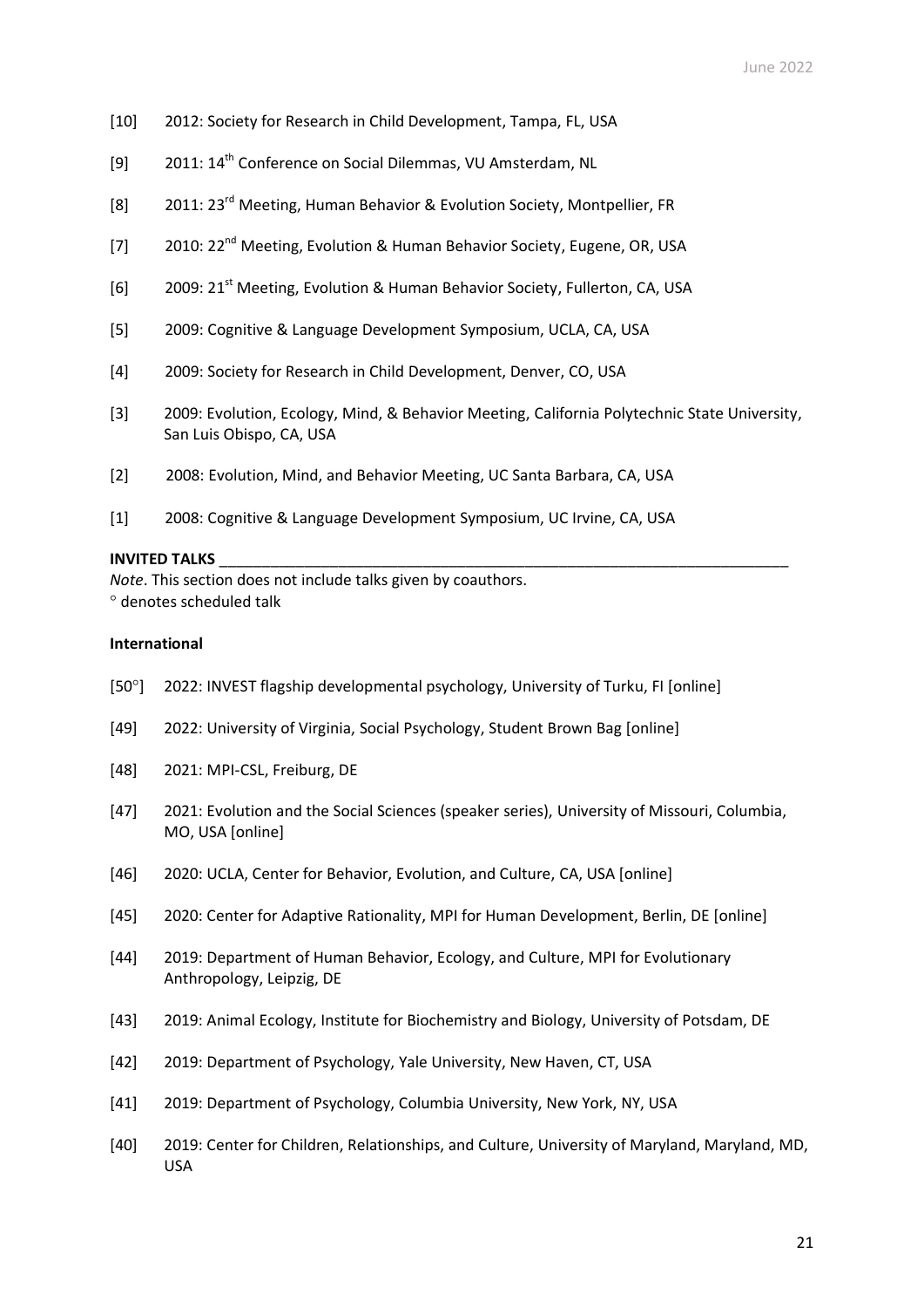[10] 2012: Society for Research in Child Development, Tampa, FL, USA

[9] 2011: 14th Conference on Social Dilemmas, VU Amsterdam, NL

[8] 2011: 23rd Meeting, Human Behavior & Evolution Society, Montpellier, FR

[7] 2010: 22nd Meeting, Evolution & Human Behavior Society, Eugene, OR, USA

[6] 2009: 21st Meeting, Evolution & Human Behavior Society, Fullerton, CA, USA

[5] 2009: Cognitive & Language Development Symposium, UCLA, CA, USA

[4] 2009: Society for Research in Child Development, Denver, CO, USA

[3] 2009: Evolution, Ecology, Mind, & Behavior Meeting, California Polytechnic State University, San Luis Obispo, CA, USA

[2] 2008: Evolution, Mind, and Behavior Meeting, UC Santa Barbara, CA, USA

[1] 2008: Cognitive & Language Development Symposium, UC Irvine, CA, USA

**INVITED TALKS**

*Note*. This section does not include talks given by coauthors.
° denotes scheduled talk

**International**

[50°] 2022: INVEST flagship developmental psychology, University of Turku, FI [online]

[49] 2022: University of Virginia, Social Psychology, Student Brown Bag [online]

[48] 2021: MPI-CSL, Freiburg, DE

[47] 2021: Evolution and the Social Sciences (speaker series), University of Missouri, Columbia, MO, USA [online]

[46] 2020: UCLA, Center for Behavior, Evolution, and Culture, CA, USA [online]

[45] 2020: Center for Adaptive Rationality, MPI for Human Development, Berlin, DE [online]

[44] 2019: Department of Human Behavior, Ecology, and Culture, MPI for Evolutionary Anthropology, Leipzig, DE

[43] 2019: Animal Ecology, Institute for Biochemistry and Biology, University of Potsdam, DE

[42] 2019: Department of Psychology, Yale University, New Haven, CT, USA

[41] 2019: Department of Psychology, Columbia University, New York, NY, USA

[40] 2019: Center for Children, Relationships, and Culture, University of Maryland, Maryland, MD, USA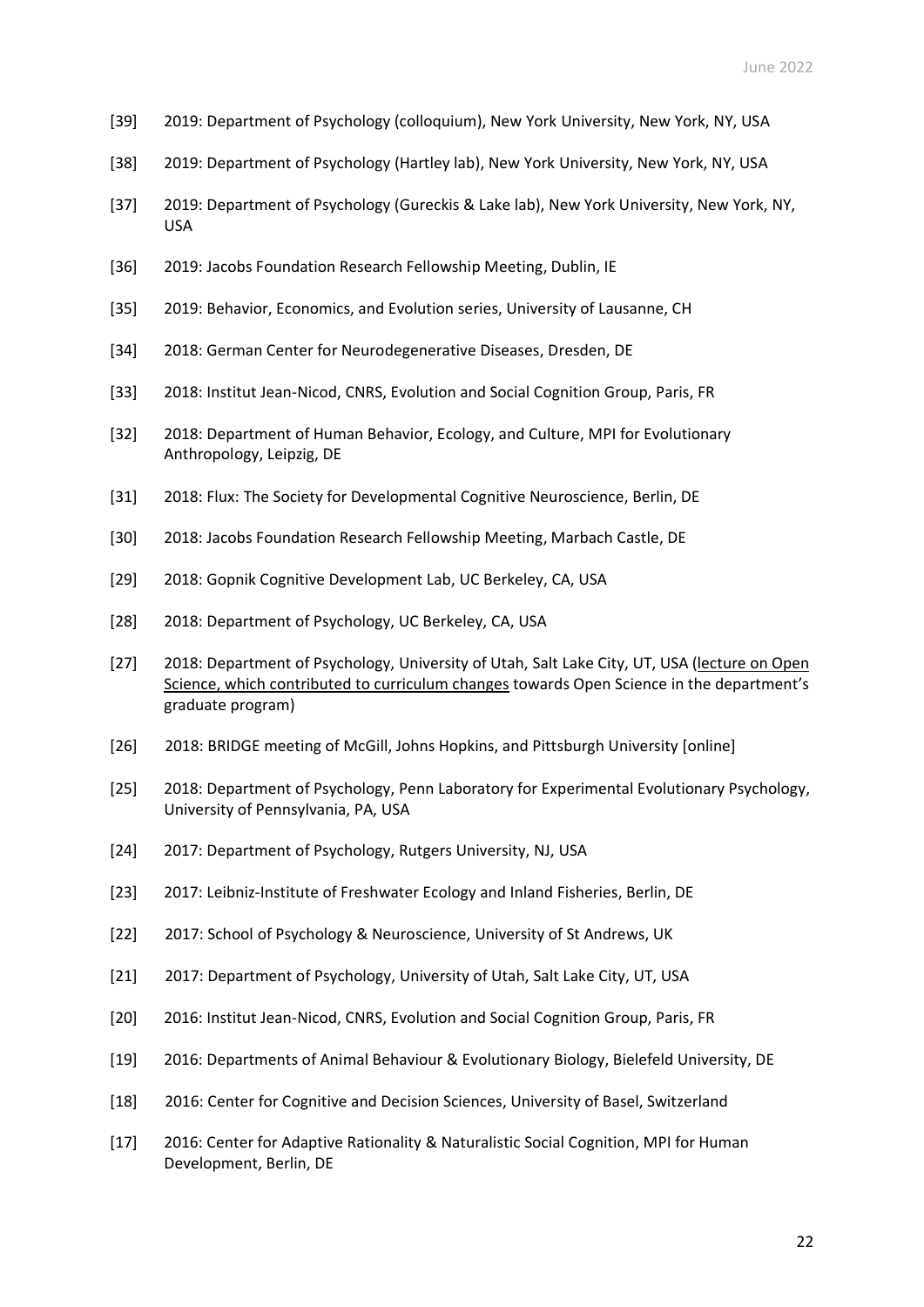[39] 2019: Department of Psychology (colloquium), New York University, New York, NY, USA

[38] 2019: Department of Psychology (Hartley lab), New York University, New York, NY, USA

[37] 2019: Department of Psychology (Gureckis & Lake lab), New York University, New York, NY, USA

[36] 2019: Jacobs Foundation Research Fellowship Meeting, Dublin, IE

[35] 2019: Behavior, Economics, and Evolution series, University of Lausanne, CH

[34] 2018: German Center for Neurodegenerative Diseases, Dresden, DE

[33] 2018: Institut Jean-Nicod, CNRS, Evolution and Social Cognition Group, Paris, FR

[32] 2018: Department of Human Behavior, Ecology, and Culture, MPI for Evolutionary Anthropology, Leipzig, DE

[31] 2018: Flux: The Society for Developmental Cognitive Neuroscience, Berlin, DE

[30] 2018: Jacobs Foundation Research Fellowship Meeting, Marbach Castle, DE

[29] 2018: Gopnik Cognitive Development Lab, UC Berkeley, CA, USA

[28] 2018: Department of Psychology, UC Berkeley, CA, USA

[27] 2018: Department of Psychology, University of Utah, Salt Lake City, UT, USA (lecture on Open Science, which contributed to curriculum changes towards Open Science in the department's graduate program)

[26] 2018: BRIDGE meeting of McGill, Johns Hopkins, and Pittsburgh University [online]

[25] 2018: Department of Psychology, Penn Laboratory for Experimental Evolutionary Psychology, University of Pennsylvania, PA, USA

[24] 2017: Department of Psychology, Rutgers University, NJ, USA

[23] 2017: Leibniz-Institute of Freshwater Ecology and Inland Fisheries, Berlin, DE

[22] 2017: School of Psychology & Neuroscience, University of St Andrews, UK

[21] 2017: Department of Psychology, University of Utah, Salt Lake City, UT, USA

[20] 2016: Institut Jean-Nicod, CNRS, Evolution and Social Cognition Group, Paris, FR

[19] 2016: Departments of Animal Behaviour & Evolutionary Biology, Bielefeld University, DE

[18] 2016: Center for Cognitive and Decision Sciences, University of Basel, Switzerland

[17] 2016: Center for Adaptive Rationality & Naturalistic Social Cognition, MPI for Human Development, Berlin, DE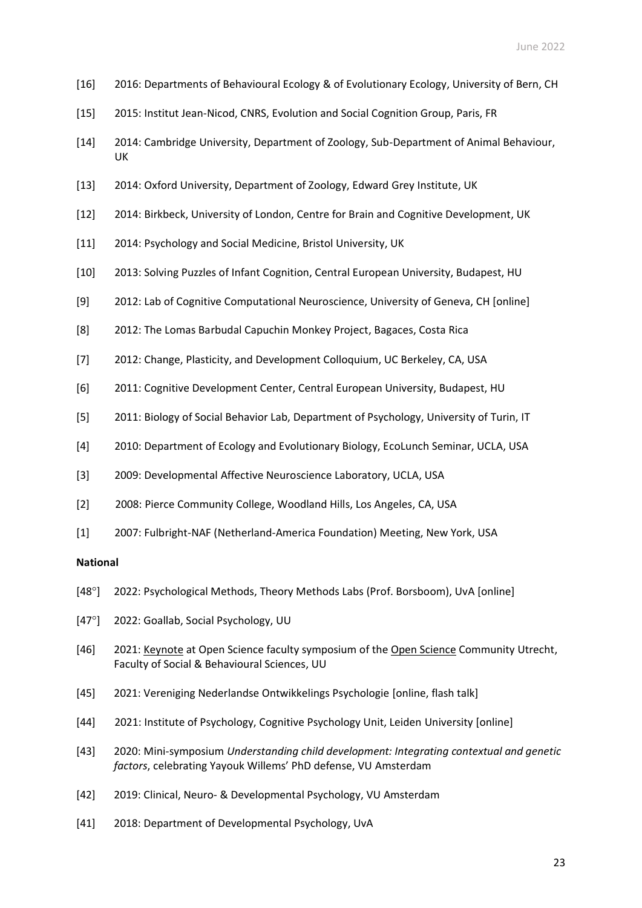[16] 2016: Departments of Behavioural Ecology & of Evolutionary Ecology, University of Bern, CH

[15] 2015: Institut Jean-Nicod, CNRS, Evolution and Social Cognition Group, Paris, FR

[14] 2014: Cambridge University, Department of Zoology, Sub-Department of Animal Behaviour, UK

[13] 2014: Oxford University, Department of Zoology, Edward Grey Institute, UK

[12] 2014: Birkbeck, University of London, Centre for Brain and Cognitive Development, UK

[11] 2014: Psychology and Social Medicine, Bristol University, UK

[10] 2013: Solving Puzzles of Infant Cognition, Central European University, Budapest, HU

[9] 2012: Lab of Cognitive Computational Neuroscience, University of Geneva, CH [online]

[8] 2012: The Lomas Barbudal Capuchin Monkey Project, Bagaces, Costa Rica

[7] 2012: Change, Plasticity, and Development Colloquium, UC Berkeley, CA, USA

[6] 2011: Cognitive Development Center, Central European University, Budapest, HU

[5] 2011: Biology of Social Behavior Lab, Department of Psychology, University of Turin, IT

[4] 2010: Department of Ecology and Evolutionary Biology, EcoLunch Seminar, UCLA, USA

[3] 2009: Developmental Affective Neuroscience Laboratory, UCLA, USA

[2] 2008: Pierce Community College, Woodland Hills, Los Angeles, CA, USA

[1] 2007: Fulbright-NAF (Netherland-America Foundation) Meeting, New York, USA

**National**

[48°] 2022: Psychological Methods, Theory Methods Labs (Prof. Borsboom), UvA [online]

[47°] 2022: Goallab, Social Psychology, UU

[46] 2021: Keynote at Open Science faculty symposium of the Open Science Community Utrecht, Faculty of Social & Behavioural Sciences, UU

[45] 2021: Vereniging Nederlandse Ontwikkelings Psychologie [online, flash talk]

[44] 2021: Institute of Psychology, Cognitive Psychology Unit, Leiden University [online]

[43] 2020: Mini-symposium *Understanding child development: Integrating contextual and genetic factors*, celebrating Yayouk Willems' PhD defense, VU Amsterdam

[42] 2019: Clinical, Neuro- & Developmental Psychology, VU Amsterdam

[41] 2018: Department of Developmental Psychology, UvA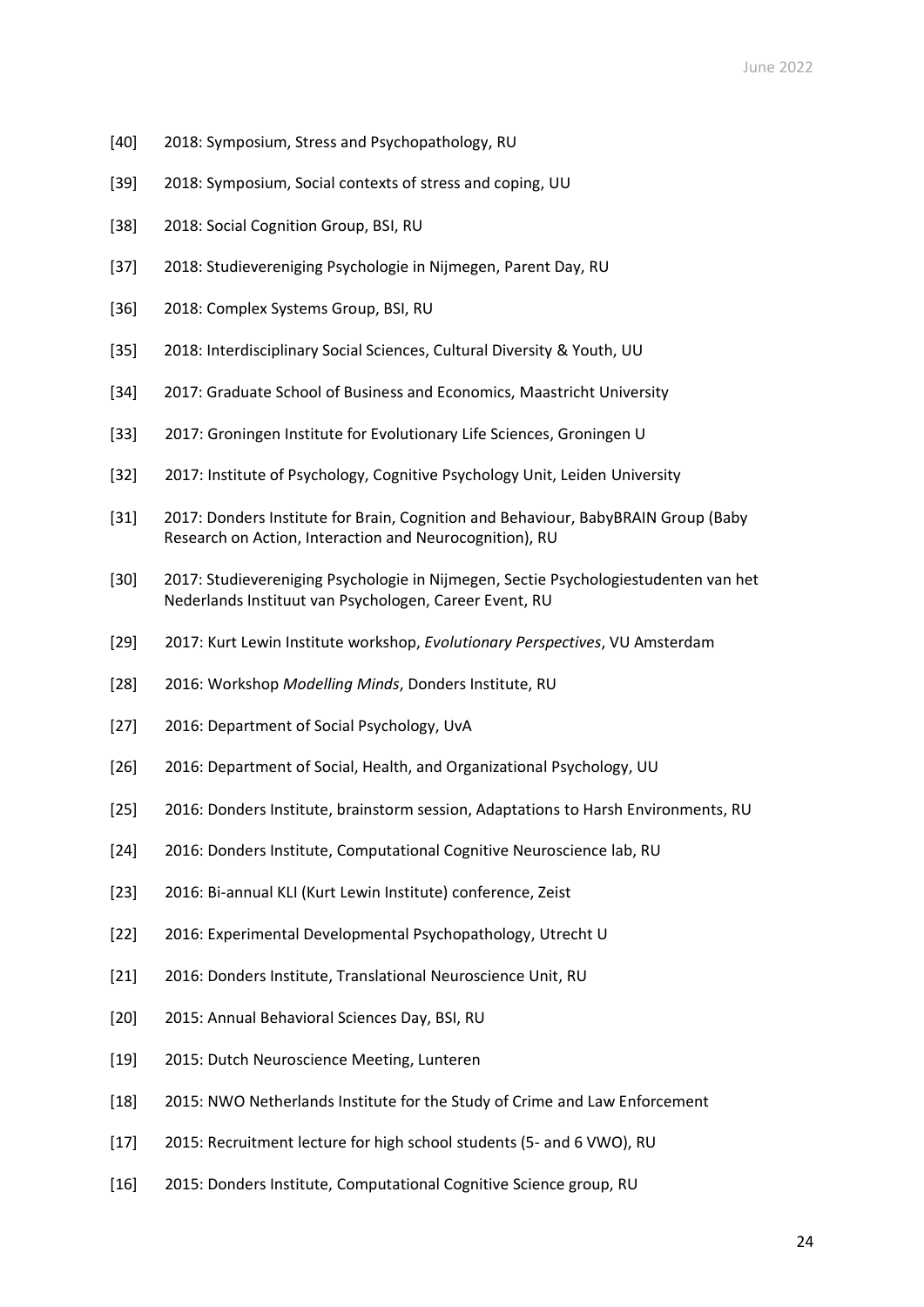[40] 2018: Symposium, Stress and Psychopathology, RU

[39] 2018: Symposium, Social contexts of stress and coping, UU

[38] 2018: Social Cognition Group, BSI, RU

[37] 2018: Studievereniging Psychologie in Nijmegen, Parent Day, RU

[36] 2018: Complex Systems Group, BSI, RU

[35] 2018: Interdisciplinary Social Sciences, Cultural Diversity & Youth, UU

[34] 2017: Graduate School of Business and Economics, Maastricht University

[33] 2017: Groningen Institute for Evolutionary Life Sciences, Groningen U

[32] 2017: Institute of Psychology, Cognitive Psychology Unit, Leiden University

[31] 2017: Donders Institute for Brain, Cognition and Behaviour, BabyBRAIN Group (Baby Research on Action, Interaction and Neurocognition), RU

[30] 2017: Studievereniging Psychologie in Nijmegen, Sectie Psychologiestudenten van het Nederlands Instituut van Psychologen, Career Event, RU

[29] 2017: Kurt Lewin Institute workshop, *Evolutionary Perspectives*, VU Amsterdam

[28] 2016: Workshop *Modelling Minds*, Donders Institute, RU

[27] 2016: Department of Social Psychology, UvA

[26] 2016: Department of Social, Health, and Organizational Psychology, UU

[25] 2016: Donders Institute, brainstorm session, Adaptations to Harsh Environments, RU

[24] 2016: Donders Institute, Computational Cognitive Neuroscience lab, RU

[23] 2016: Bi-annual KLI (Kurt Lewin Institute) conference, Zeist

[22] 2016: Experimental Developmental Psychopathology, Utrecht U

[21] 2016: Donders Institute, Translational Neuroscience Unit, RU

[20] 2015: Annual Behavioral Sciences Day, BSI, RU

[19] 2015: Dutch Neuroscience Meeting, Lunteren

[18] 2015: NWO Netherlands Institute for the Study of Crime and Law Enforcement

[17] 2015: Recruitment lecture for high school students (5- and 6 VWO), RU

[16] 2015: Donders Institute, Computational Cognitive Science group, RU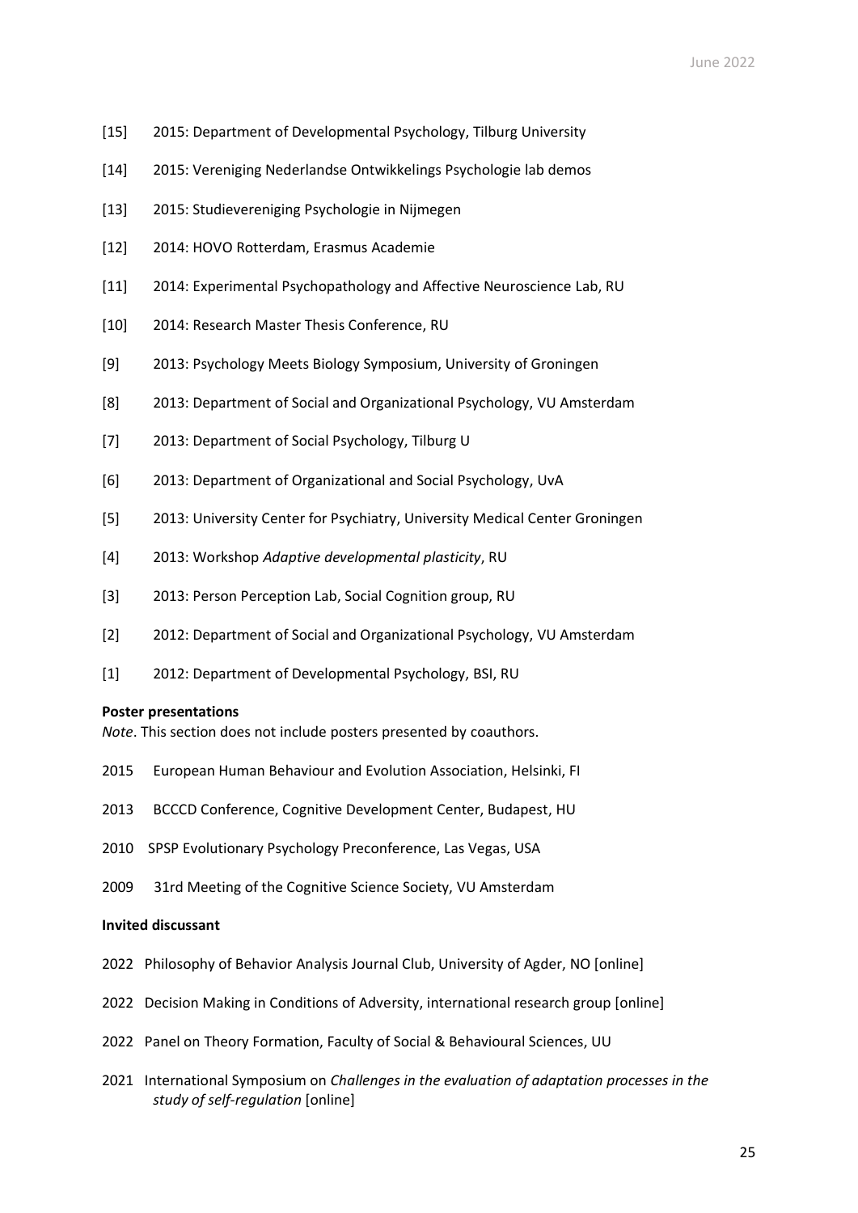[15] 2015: Department of Developmental Psychology, Tilburg University

[14] 2015: Vereniging Nederlandse Ontwikkelings Psychologie lab demos

[13] 2015: Studievereniging Psychologie in Nijmegen

[12] 2014: HOVO Rotterdam, Erasmus Academie

[11] 2014: Experimental Psychopathology and Affective Neuroscience Lab, RU

[10] 2014: Research Master Thesis Conference, RU

[9] 2013: Psychology Meets Biology Symposium, University of Groningen

[8] 2013: Department of Social and Organizational Psychology, VU Amsterdam

[7] 2013: Department of Social Psychology, Tilburg U

[6] 2013: Department of Organizational and Social Psychology, UvA

[5] 2013: University Center for Psychiatry, University Medical Center Groningen

[4] 2013: Workshop *Adaptive developmental plasticity*, RU

[3] 2013: Person Perception Lab, Social Cognition group, RU

[2] 2012: Department of Social and Organizational Psychology, VU Amsterdam

[1] 2012: Department of Developmental Psychology, BSI, RU

**Poster presentations**

*Note*. This section does not include posters presented by coauthors.

2015 European Human Behaviour and Evolution Association, Helsinki, FI

2013 BCCCD Conference, Cognitive Development Center, Budapest, HU

2010 SPSP Evolutionary Psychology Preconference, Las Vegas, USA

2009 31rd Meeting of the Cognitive Science Society, VU Amsterdam

**Invited discussant**

2022 Philosophy of Behavior Analysis Journal Club, University of Agder, NO [online]

2022 Decision Making in Conditions of Adversity, international research group [online]

2022 Panel on Theory Formation, Faculty of Social & Behavioural Sciences, UU

2021 International Symposium on *Challenges in the evaluation of adaptation processes in the study of self-regulation* [online]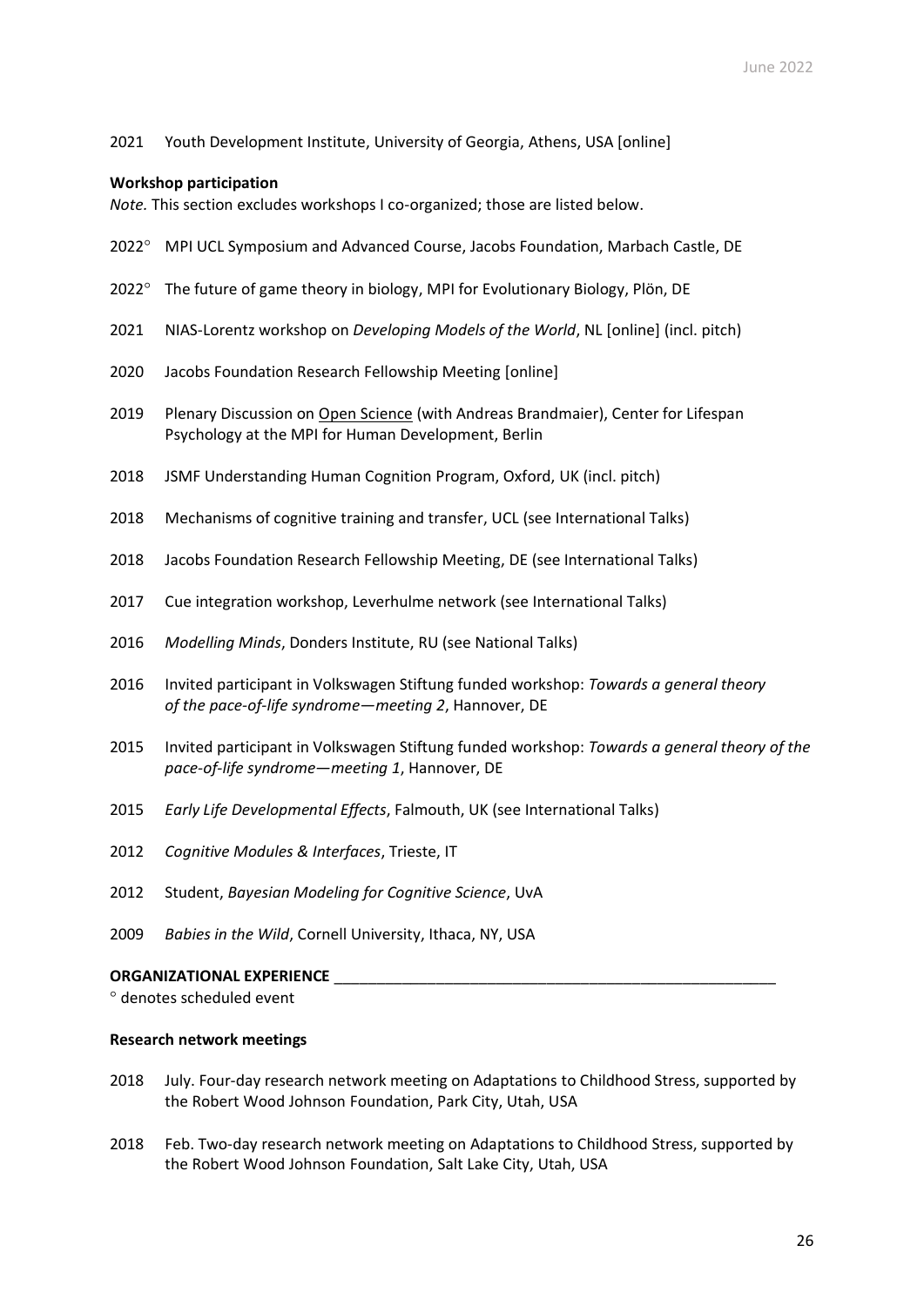2021 Youth Development Institute, University of Georgia, Athens, USA [online]

**Workshop participation**

*Note.* This section excludes workshops I co-organized; those are listed below.

2022° MPI UCL Symposium and Advanced Course, Jacobs Foundation, Marbach Castle, DE

2022° The future of game theory in biology, MPI for Evolutionary Biology, Plön, DE

2021 NIAS-Lorentz workshop on *Developing Models of the World*, NL [online] (incl. pitch)

2020 Jacobs Foundation Research Fellowship Meeting [online]

2019 Plenary Discussion on Open Science (with Andreas Brandmaier), Center for Lifespan Psychology at the MPI for Human Development, Berlin

2018 JSMF Understanding Human Cognition Program, Oxford, UK (incl. pitch)

2018 Mechanisms of cognitive training and transfer, UCL (see International Talks)

2018 Jacobs Foundation Research Fellowship Meeting, DE (see International Talks)

2017 Cue integration workshop, Leverhulme network (see International Talks)

2016 *Modelling Minds*, Donders Institute, RU (see National Talks)

2016 Invited participant in Volkswagen Stiftung funded workshop: *Towards a general theory of the pace-of-life syndrome—meeting 2*, Hannover, DE

2015 Invited participant in Volkswagen Stiftung funded workshop: *Towards a general theory of the pace-of-life syndrome—meeting 1*, Hannover, DE

2015 *Early Life Developmental Effects*, Falmouth, UK (see International Talks)

2012 *Cognitive Modules & Interfaces*, Trieste, IT

2012 Student, *Bayesian Modeling for Cognitive Science*, UvA

2009 *Babies in the Wild*, Cornell University, Ithaca, NY, USA

## ORGANIZATIONAL EXPERIENCE

° denotes scheduled event

**Research network meetings**

2018 July. Four-day research network meeting on Adaptations to Childhood Stress, supported by the Robert Wood Johnson Foundation, Park City, Utah, USA

2018 Feb. Two-day research network meeting on Adaptations to Childhood Stress, supported by the Robert Wood Johnson Foundation, Salt Lake City, Utah, USA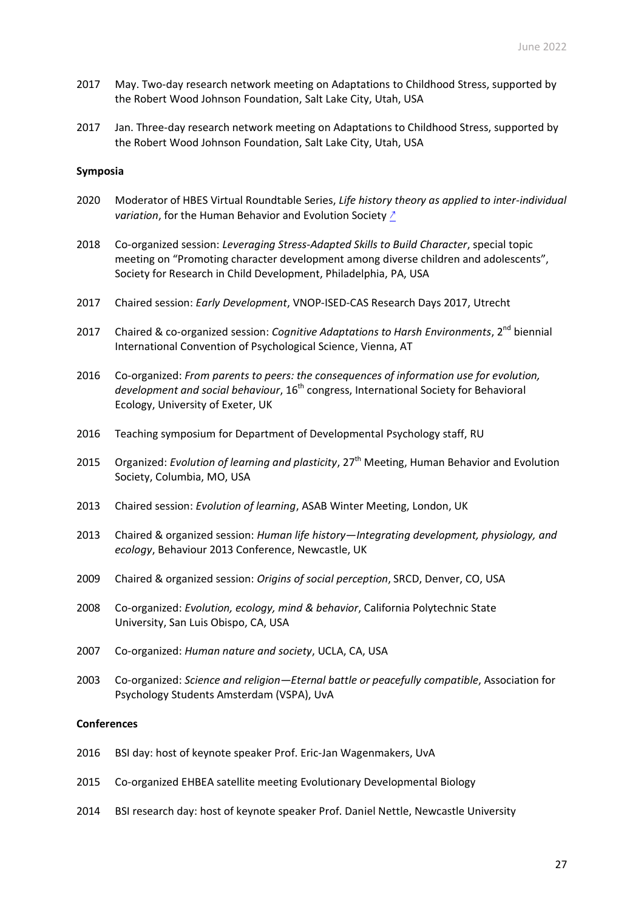2017 May. Two-day research network meeting on Adaptations to Childhood Stress, supported by the Robert Wood Johnson Foundation, Salt Lake City, Utah, USA

2017 Jan. Three-day research network meeting on Adaptations to Childhood Stress, supported by the Robert Wood Johnson Foundation, Salt Lake City, Utah, USA

**Symposia**

2020 Moderator of HBES Virtual Roundtable Series, *Life history theory as applied to inter-individual variation*, for the Human Behavior and Evolution Society ↗

2018 Co-organized session: *Leveraging Stress-Adapted Skills to Build Character*, special topic meeting on "Promoting character development among diverse children and adolescents", Society for Research in Child Development, Philadelphia, PA, USA

2017 Chaired session: *Early Development*, VNOP-ISED-CAS Research Days 2017, Utrecht

2017 Chaired & co-organized session: *Cognitive Adaptations to Harsh Environments*, 2nd biennial International Convention of Psychological Science, Vienna, AT

2016 Co-organized: *From parents to peers: the consequences of information use for evolution, development and social behaviour*, 16th congress, International Society for Behavioral Ecology, University of Exeter, UK

2016 Teaching symposium for Department of Developmental Psychology staff, RU

2015 Organized: *Evolution of learning and plasticity*, 27th Meeting, Human Behavior and Evolution Society, Columbia, MO, USA

2013 Chaired session: *Evolution of learning*, ASAB Winter Meeting, London, UK

2013 Chaired & organized session: *Human life history—Integrating development, physiology, and ecology*, Behaviour 2013 Conference, Newcastle, UK

2009 Chaired & organized session: *Origins of social perception*, SRCD, Denver, CO, USA

2008 Co-organized: *Evolution, ecology, mind & behavior*, California Polytechnic State University, San Luis Obispo, CA, USA

2007 Co-organized: *Human nature and society*, UCLA, CA, USA

2003 Co-organized: *Science and religion—Eternal battle or peacefully compatible*, Association for Psychology Students Amsterdam (VSPA), UvA

**Conferences**

2016 BSI day: host of keynote speaker Prof. Eric-Jan Wagenmakers, UvA

2015 Co-organized EHBEA satellite meeting Evolutionary Developmental Biology

2014 BSI research day: host of keynote speaker Prof. Daniel Nettle, Newcastle University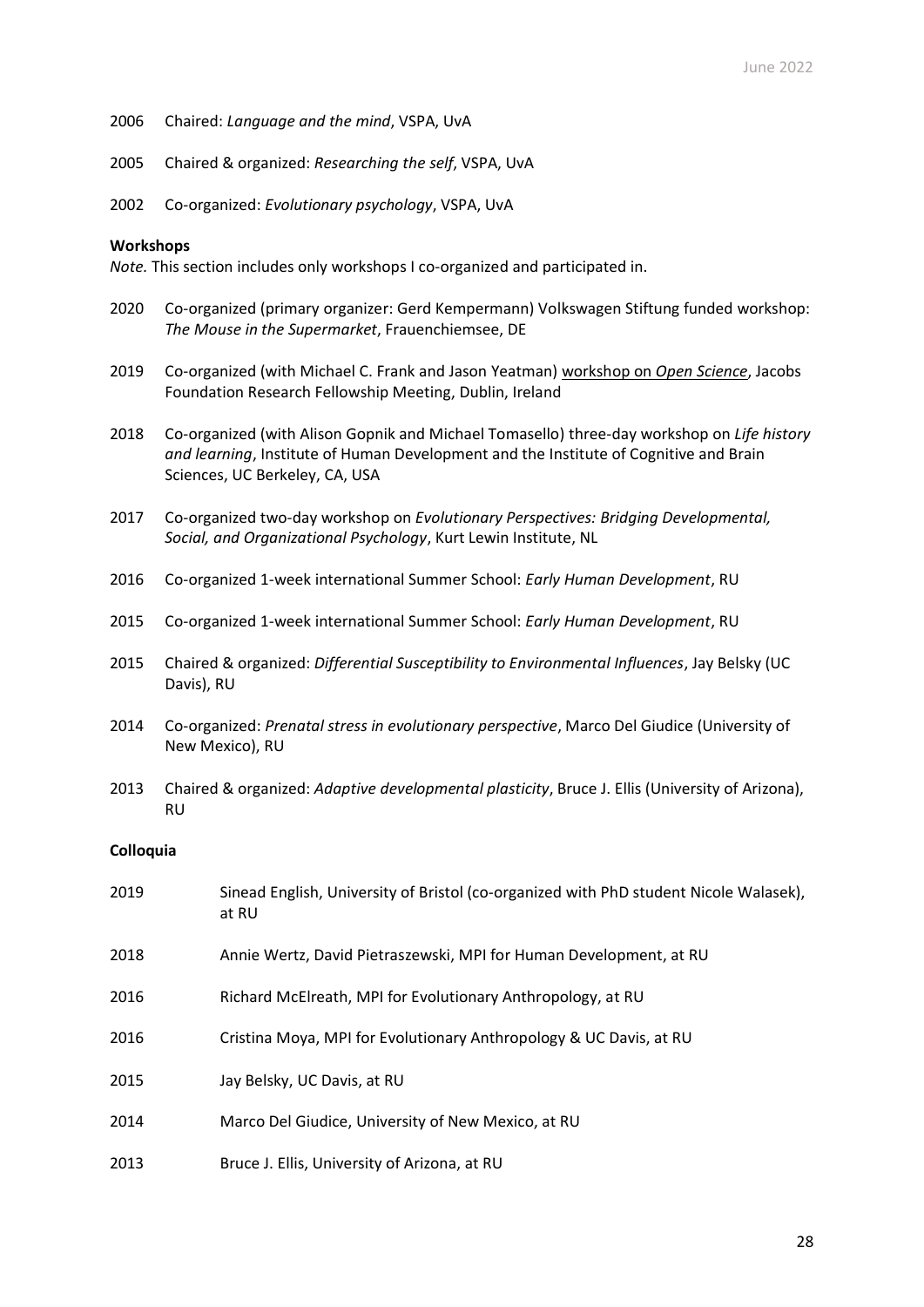2006 Chaired: *Language and the mind*, VSPA, UvA

2005 Chaired & organized: *Researching the self*, VSPA, UvA

2002 Co-organized: *Evolutionary psychology*, VSPA, UvA

**Workshops**

*Note.* This section includes only workshops I co-organized and participated in.

2020 Co-organized (primary organizer: Gerd Kempermann) Volkswagen Stiftung funded workshop: *The Mouse in the Supermarket*, Frauenchiemsee, DE

2019 Co-organized (with Michael C. Frank and Jason Yeatman) workshop on *Open Science*, Jacobs Foundation Research Fellowship Meeting, Dublin, Ireland

2018 Co-organized (with Alison Gopnik and Michael Tomasello) three-day workshop on *Life history and learning*, Institute of Human Development and the Institute of Cognitive and Brain Sciences, UC Berkeley, CA, USA

2017 Co-organized two-day workshop on *Evolutionary Perspectives: Bridging Developmental, Social, and Organizational Psychology*, Kurt Lewin Institute, NL

2016 Co-organized 1-week international Summer School: *Early Human Development*, RU

2015 Co-organized 1-week international Summer School: *Early Human Development*, RU

2015 Chaired & organized: *Differential Susceptibility to Environmental Influences*, Jay Belsky (UC Davis), RU

2014 Co-organized: *Prenatal stress in evolutionary perspective*, Marco Del Giudice (University of New Mexico), RU

2013 Chaired & organized: *Adaptive developmental plasticity*, Bruce J. Ellis (University of Arizona), RU

**Colloquia**

2019 Sinead English, University of Bristol (co-organized with PhD student Nicole Walasek), at RU

2018 Annie Wertz, David Pietraszewski, MPI for Human Development, at RU

2016 Richard McElreath, MPI for Evolutionary Anthropology, at RU

2016 Cristina Moya, MPI for Evolutionary Anthropology & UC Davis, at RU

2015 Jay Belsky, UC Davis, at RU

2014 Marco Del Giudice, University of New Mexico, at RU

2013 Bruce J. Ellis, University of Arizona, at RU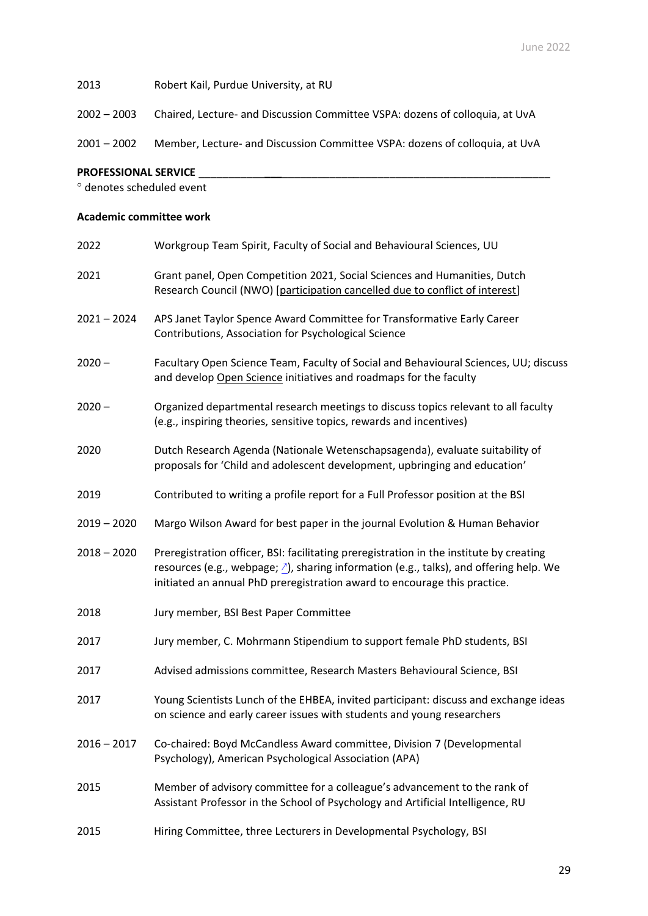2013 Robert Kail, Purdue University, at RU

2002 – 2003 Chaired, Lecture- and Discussion Committee VSPA: dozens of colloquia, at UvA

2001 – 2002 Member, Lecture- and Discussion Committee VSPA: dozens of colloquia, at UvA

## PROFESSIONAL SERVICE

° denotes scheduled event

### Academic committee work

2022 Workgroup Team Spirit, Faculty of Social and Behavioural Sciences, UU

2021 Grant panel, Open Competition 2021, Social Sciences and Humanities, Dutch Research Council (NWO) [participation cancelled due to conflict of interest]

2021 – 2024 APS Janet Taylor Spence Award Committee for Transformative Early Career Contributions, Association for Psychological Science

2020 – Facultary Open Science Team, Faculty of Social and Behavioural Sciences, UU; discuss and develop Open Science initiatives and roadmaps for the faculty

2020 – Organized departmental research meetings to discuss topics relevant to all faculty (e.g., inspiring theories, sensitive topics, rewards and incentives)

2020 Dutch Research Agenda (Nationale Wetenschapsagenda), evaluate suitability of proposals for 'Child and adolescent development, upbringing and education'

2019 Contributed to writing a profile report for a Full Professor position at the BSI

2019 – 2020 Margo Wilson Award for best paper in the journal Evolution & Human Behavior

2018 – 2020 Preregistration officer, BSI: facilitating preregistration in the institute by creating resources (e.g., webpage; ↗), sharing information (e.g., talks), and offering help. We initiated an annual PhD preregistration award to encourage this practice.

2018 Jury member, BSI Best Paper Committee

2017 Jury member, C. Mohrmann Stipendium to support female PhD students, BSI

2017 Advised admissions committee, Research Masters Behavioural Science, BSI

2017 Young Scientists Lunch of the EHBEA, invited participant: discuss and exchange ideas on science and early career issues with students and young researchers

2016 – 2017 Co-chaired: Boyd McCandless Award committee, Division 7 (Developmental Psychology), American Psychological Association (APA)

2015 Member of advisory committee for a colleague's advancement to the rank of Assistant Professor in the School of Psychology and Artificial Intelligence, RU

2015 Hiring Committee, three Lecturers in Developmental Psychology, BSI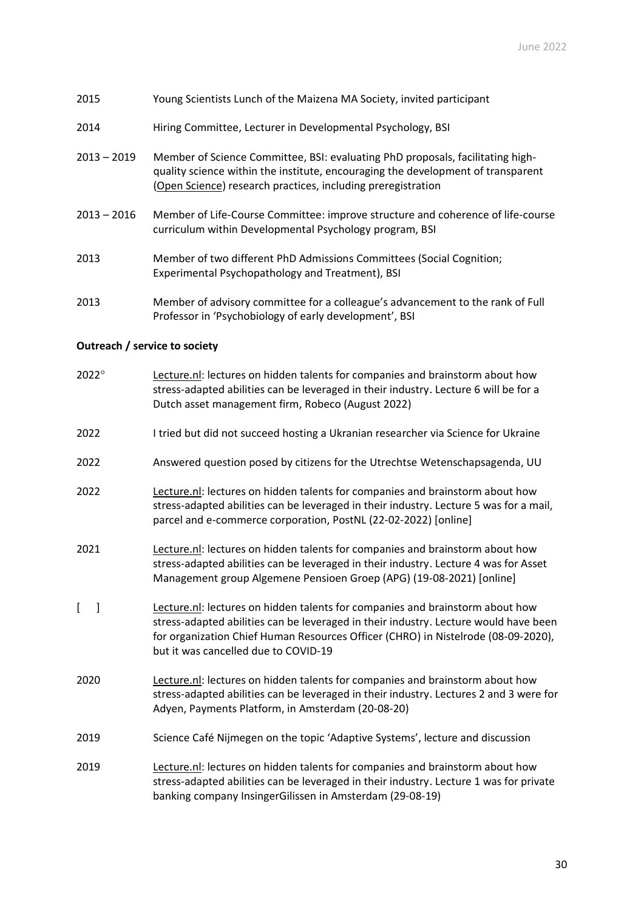2015 Young Scientists Lunch of the Maizena MA Society, invited participant

2014 Hiring Committee, Lecturer in Developmental Psychology, BSI

2013 – 2019 Member of Science Committee, BSI: evaluating PhD proposals, facilitating high-quality science within the institute, encouraging the development of transparent (Open Science) research practices, including preregistration

2013 – 2016 Member of Life-Course Committee: improve structure and coherence of life-course curriculum within Developmental Psychology program, BSI

2013 Member of two different PhD Admissions Committees (Social Cognition; Experimental Psychopathology and Treatment), BSI

2013 Member of advisory committee for a colleague's advancement to the rank of Full Professor in 'Psychobiology of early development', BSI

**Outreach / service to society**

2022° Lecture.nl: lectures on hidden talents for companies and brainstorm about how stress-adapted abilities can be leveraged in their industry. Lecture 6 will be for a Dutch asset management firm, Robeco (August 2022)

2022 I tried but did not succeed hosting a Ukranian researcher via Science for Ukraine

2022 Answered question posed by citizens for the Utrechtse Wetenschapsagenda, UU

2022 Lecture.nl: lectures on hidden talents for companies and brainstorm about how stress-adapted abilities can be leveraged in their industry. Lecture 5 was for a mail, parcel and e-commerce corporation, PostNL (22-02-2022) [online]

2021 Lecture.nl: lectures on hidden talents for companies and brainstorm about how stress-adapted abilities can be leveraged in their industry. Lecture 4 was for Asset Management group Algemene Pensioen Groep (APG) (19-08-2021) [online]

[ ] Lecture.nl: lectures on hidden talents for companies and brainstorm about how stress-adapted abilities can be leveraged in their industry. Lecture would have been for organization Chief Human Resources Officer (CHRO) in Nistelrode (08-09-2020), but it was cancelled due to COVID-19

2020 Lecture.nl: lectures on hidden talents for companies and brainstorm about how stress-adapted abilities can be leveraged in their industry. Lectures 2 and 3 were for Adyen, Payments Platform, in Amsterdam (20-08-20)

2019 Science Café Nijmegen on the topic 'Adaptive Systems', lecture and discussion

2019 Lecture.nl: lectures on hidden talents for companies and brainstorm about how stress-adapted abilities can be leveraged in their industry. Lecture 1 was for private banking company InsingerGilissen in Amsterdam (29-08-19)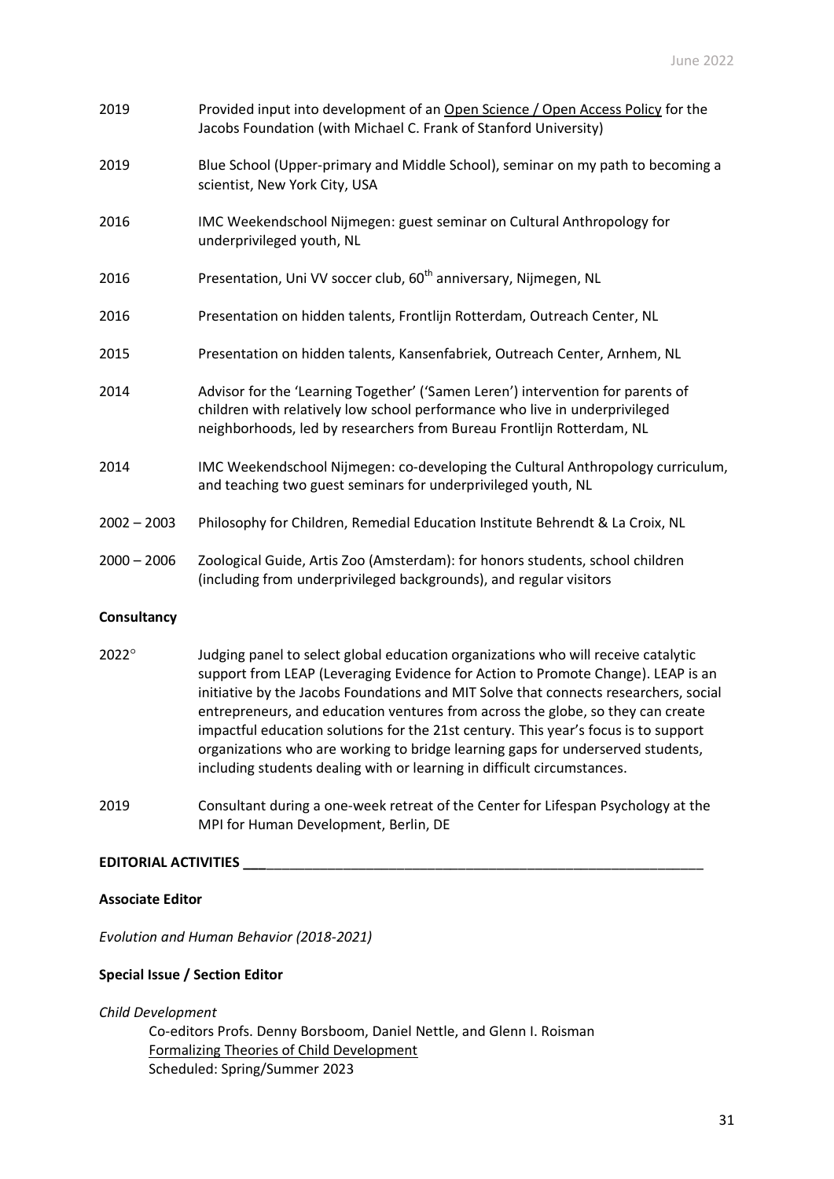2019 Provided input into development of an Open Science / Open Access Policy for the Jacobs Foundation (with Michael C. Frank of Stanford University)

2019 Blue School (Upper-primary and Middle School), seminar on my path to becoming a scientist, New York City, USA

2016 IMC Weekendschool Nijmegen: guest seminar on Cultural Anthropology for underprivileged youth, NL

2016 Presentation, Uni VV soccer club, 60th anniversary, Nijmegen, NL

2016 Presentation on hidden talents, Frontlijn Rotterdam, Outreach Center, NL

2015 Presentation on hidden talents, Kansenfabriek, Outreach Center, Arnhem, NL

2014 Advisor for the 'Learning Together' ('Samen Leren') intervention for parents of children with relatively low school performance who live in underprivileged neighborhoods, led by researchers from Bureau Frontlijn Rotterdam, NL

2014 IMC Weekendschool Nijmegen: co-developing the Cultural Anthropology curriculum, and teaching two guest seminars for underprivileged youth, NL

2002 – 2003 Philosophy for Children, Remedial Education Institute Behrendt & La Croix, NL

2000 – 2006 Zoological Guide, Artis Zoo (Amsterdam): for honors students, school children (including from underprivileged backgrounds), and regular visitors

**Consultancy**

2022° Judging panel to select global education organizations who will receive catalytic support from LEAP (Leveraging Evidence for Action to Promote Change). LEAP is an initiative by the Jacobs Foundations and MIT Solve that connects researchers, social entrepreneurs, and education ventures from across the globe, so they can create impactful education solutions for the 21st century. This year's focus is to support organizations who are working to bridge learning gaps for underserved students, including students dealing with or learning in difficult circumstances.

2019 Consultant during a one-week retreat of the Center for Lifespan Psychology at the MPI for Human Development, Berlin, DE

## EDITORIAL ACTIVITIES

**Associate Editor**

*Evolution and Human Behavior (2018-2021)*

**Special Issue / Section Editor**

*Child Development*

Co-editors Profs. Denny Borsboom, Daniel Nettle, and Glenn I. Roisman
Formalizing Theories of Child Development
Scheduled: Spring/Summer 2023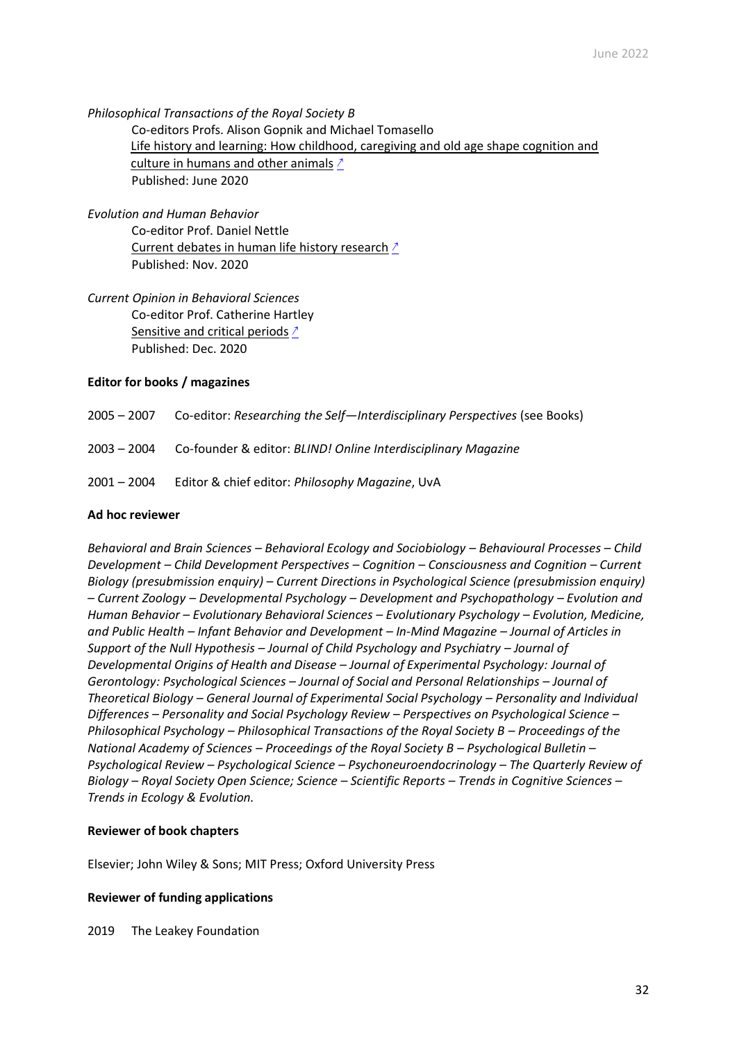*Philosophical Transactions of the Royal Society B*

Co-editors Profs. Alison Gopnik and Michael Tomasello
Life history and learning: How childhood, caregiving and old age shape cognition and culture in humans and other animals ↗
Published: June 2020

*Evolution and Human Behavior*

Co-editor Prof. Daniel Nettle
Current debates in human life history research ↗
Published: Nov. 2020

*Current Opinion in Behavioral Sciences*

Co-editor Prof. Catherine Hartley
Sensitive and critical periods ↗
Published: Dec. 2020

**Editor for books / magazines**

2005 – 2007 Co-editor: *Researching the Self—Interdisciplinary Perspectives* (see Books)

2003 – 2004 Co-founder & editor: *BLIND! Online Interdisciplinary Magazine*

2001 – 2004 Editor & chief editor: *Philosophy Magazine*, UvA

**Ad hoc reviewer**

*Behavioral and Brain Sciences – Behavioral Ecology and Sociobiology – Behavioural Processes – Child Development – Child Development Perspectives – Cognition – Consciousness and Cognition – Current Biology (presubmission enquiry) – Current Directions in Psychological Science (presubmission enquiry) – Current Zoology – Developmental Psychology – Development and Psychopathology – Evolution and Human Behavior – Evolutionary Behavioral Sciences – Evolutionary Psychology – Evolution, Medicine, and Public Health – Infant Behavior and Development – In-Mind Magazine – Journal of Articles in Support of the Null Hypothesis – Journal of Child Psychology and Psychiatry – Journal of Developmental Origins of Health and Disease – Journal of Experimental Psychology: Journal of Gerontology: Psychological Sciences – Journal of Social and Personal Relationships – Journal of Theoretical Biology – General Journal of Experimental Social Psychology – Personality and Individual Differences – Personality and Social Psychology Review – Perspectives on Psychological Science – Philosophical Psychology – Philosophical Transactions of the Royal Society B – Proceedings of the National Academy of Sciences – Proceedings of the Royal Society B – Psychological Bulletin – Psychological Review – Psychological Science – Psychoneuroendocrinology – The Quarterly Review of Biology – Royal Society Open Science; Science – Scientific Reports – Trends in Cognitive Sciences – Trends in Ecology & Evolution.*

**Reviewer of book chapters**

Elsevier; John Wiley & Sons; MIT Press; Oxford University Press

**Reviewer of funding applications**

2019 The Leakey Foundation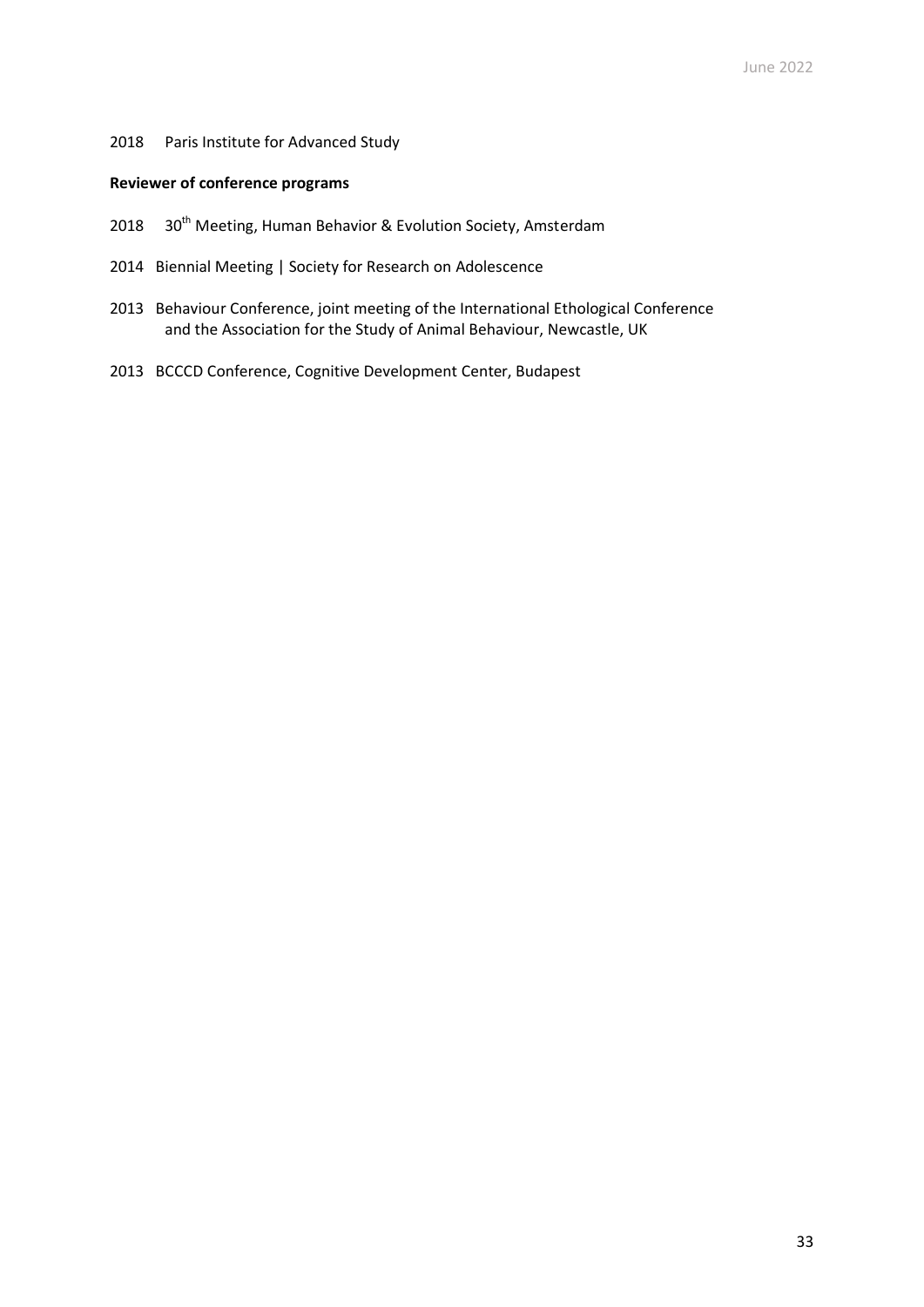2018 Paris Institute for Advanced Study

**Reviewer of conference programs**

2018 30th Meeting, Human Behavior & Evolution Society, Amsterdam

2014 Biennial Meeting | Society for Research on Adolescence

2013 Behaviour Conference, joint meeting of the International Ethological Conference and the Association for the Study of Animal Behaviour, Newcastle, UK

2013 BCCCD Conference, Cognitive Development Center, Budapest